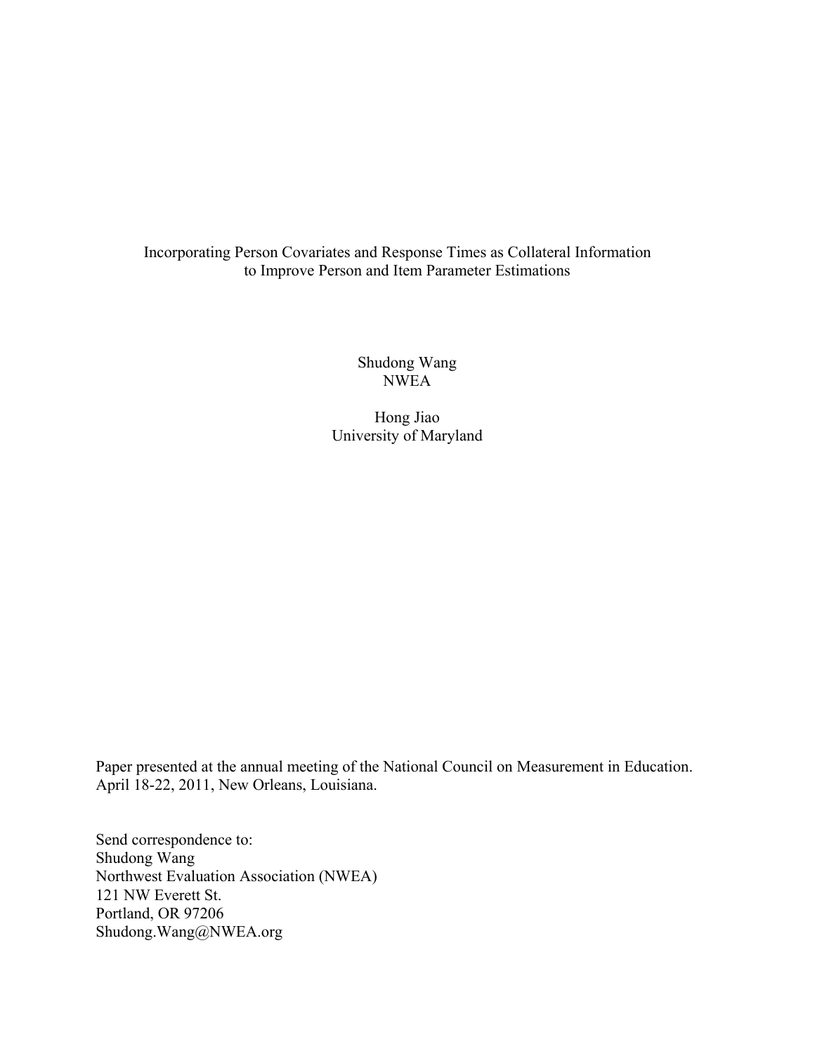# Incorporating Person Covariates and Response Times as Collateral Information to Improve Person and Item Parameter Estimations

Shudong Wang
NWEA

Hong Jiao
University of Maryland

Paper presented at the annual meeting of the National Council on Measurement in Education. April 18-22, 2011, New Orleans, Louisiana.

Send correspondence to:
Shudong Wang
Northwest Evaluation Association (NWEA)
121 NW Everett St.
Portland, OR 97206
Shudong.Wang@NWEA.org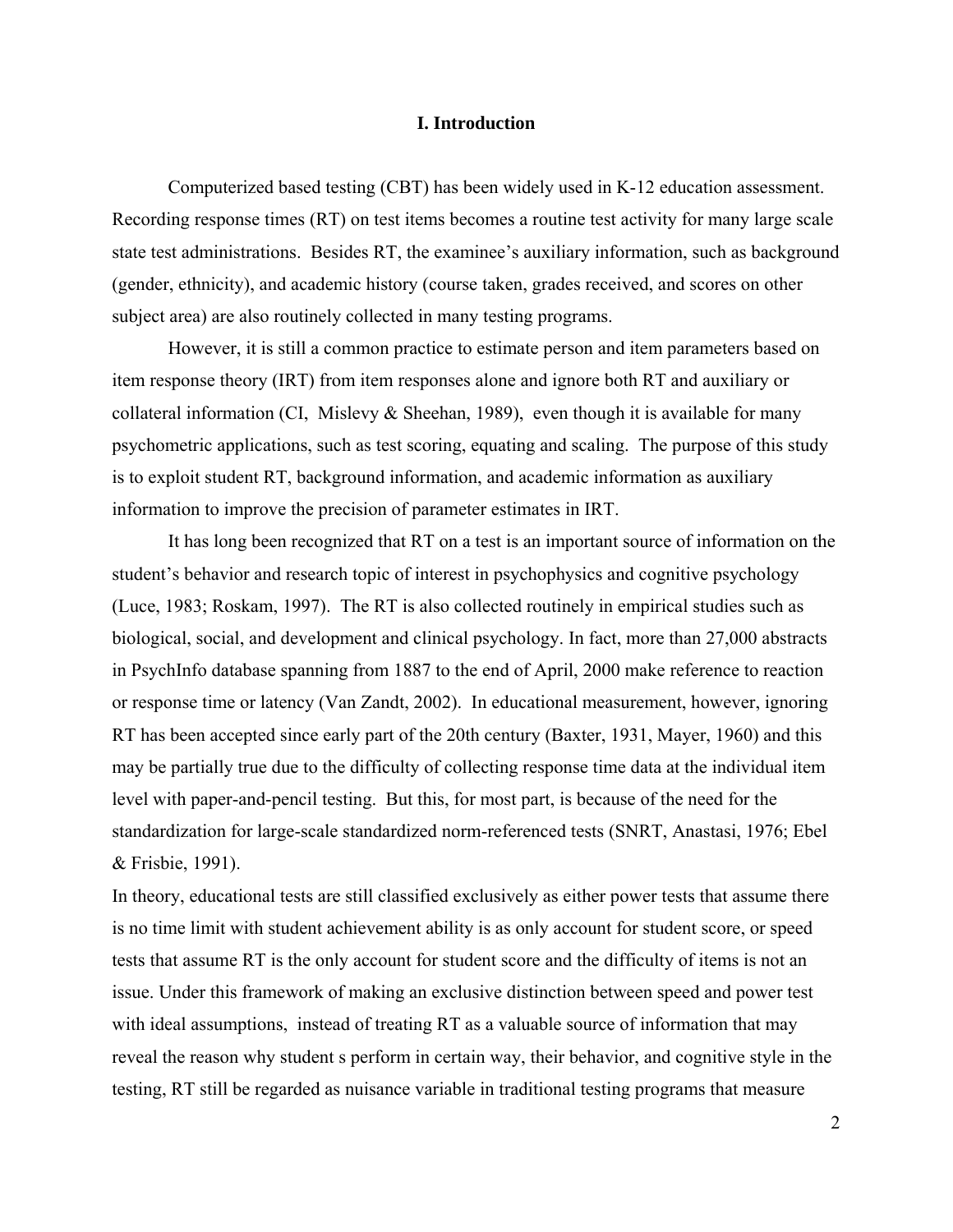## I. Introduction

Computerized based testing (CBT) has been widely used in K-12 education assessment. Recording response times (RT) on test items becomes a routine test activity for many large scale state test administrations. Besides RT, the examinee's auxiliary information, such as background (gender, ethnicity), and academic history (course taken, grades received, and scores on other subject area) are also routinely collected in many testing programs.

However, it is still a common practice to estimate person and item parameters based on item response theory (IRT) from item responses alone and ignore both RT and auxiliary or collateral information (CI, Mislevy & Sheehan, 1989), even though it is available for many psychometric applications, such as test scoring, equating and scaling. The purpose of this study is to exploit student RT, background information, and academic information as auxiliary information to improve the precision of parameter estimates in IRT.

It has long been recognized that RT on a test is an important source of information on the student's behavior and research topic of interest in psychophysics and cognitive psychology (Luce, 1983; Roskam, 1997). The RT is also collected routinely in empirical studies such as biological, social, and development and clinical psychology. In fact, more than 27,000 abstracts in PsychInfo database spanning from 1887 to the end of April, 2000 make reference to reaction or response time or latency (Van Zandt, 2002). In educational measurement, however, ignoring RT has been accepted since early part of the 20th century (Baxter, 1931, Mayer, 1960) and this may be partially true due to the difficulty of collecting response time data at the individual item level with paper-and-pencil testing. But this, for most part, is because of the need for the standardization for large-scale standardized norm-referenced tests (SNRT, Anastasi, 1976; Ebel & Frisbie, 1991).

In theory, educational tests are still classified exclusively as either power tests that assume there is no time limit with student achievement ability is as only account for student score, or speed tests that assume RT is the only account for student score and the difficulty of items is not an issue. Under this framework of making an exclusive distinction between speed and power test with ideal assumptions, instead of treating RT as a valuable source of information that may reveal the reason why student s perform in certain way, their behavior, and cognitive style in the testing, RT still be regarded as nuisance variable in traditional testing programs that measure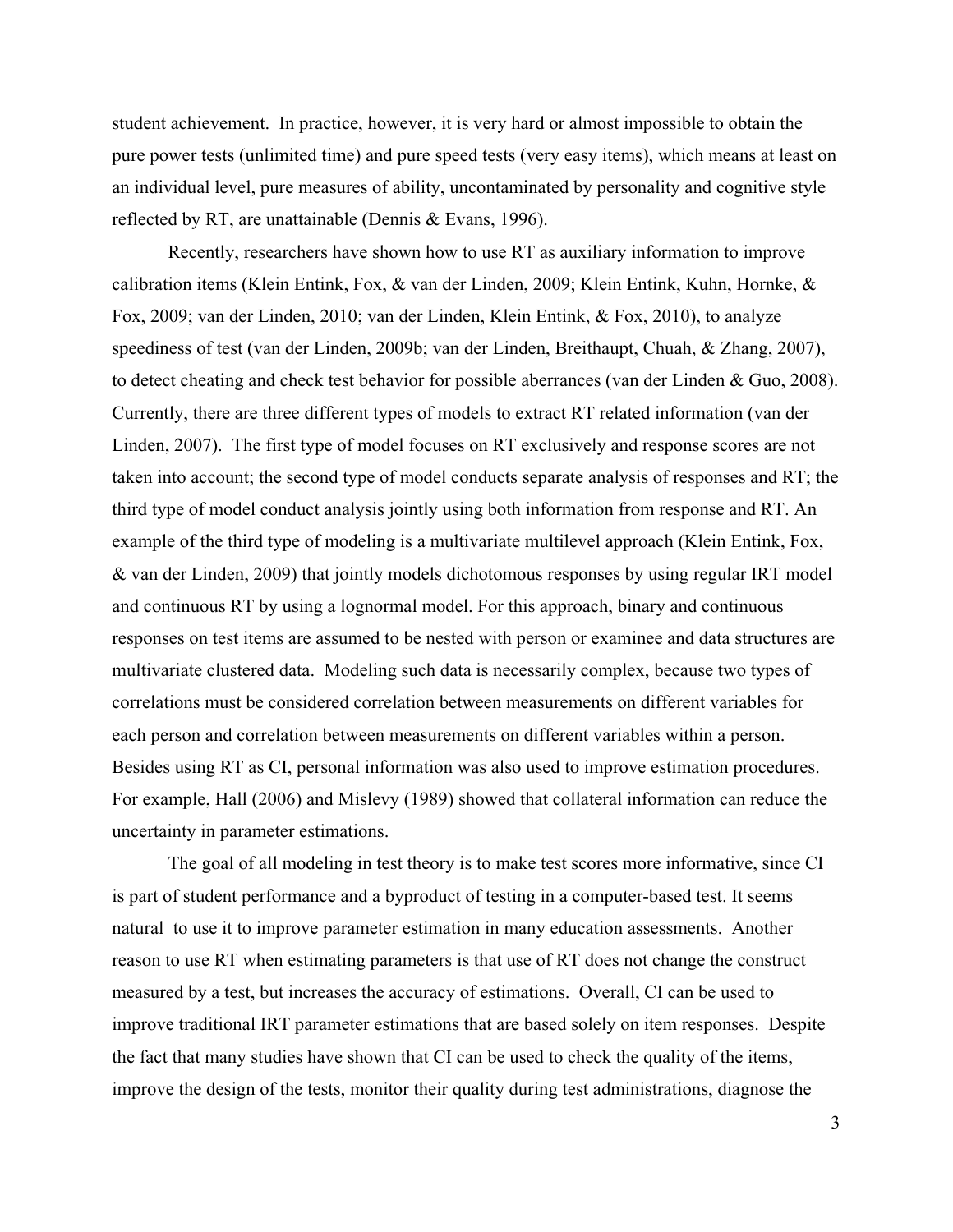student achievement. In practice, however, it is very hard or almost impossible to obtain the pure power tests (unlimited time) and pure speed tests (very easy items), which means at least on an individual level, pure measures of ability, uncontaminated by personality and cognitive style reflected by RT, are unattainable (Dennis & Evans, 1996).

Recently, researchers have shown how to use RT as auxiliary information to improve calibration items (Klein Entink, Fox, & van der Linden, 2009; Klein Entink, Kuhn, Hornke, & Fox, 2009; van der Linden, 2010; van der Linden, Klein Entink, & Fox, 2010), to analyze speediness of test (van der Linden, 2009b; van der Linden, Breithaupt, Chuah, & Zhang, 2007), to detect cheating and check test behavior for possible aberrances (van der Linden & Guo, 2008). Currently, there are three different types of models to extract RT related information (van der Linden, 2007). The first type of model focuses on RT exclusively and response scores are not taken into account; the second type of model conducts separate analysis of responses and RT; the third type of model conduct analysis jointly using both information from response and RT. An example of the third type of modeling is a multivariate multilevel approach (Klein Entink, Fox, & van der Linden, 2009) that jointly models dichotomous responses by using regular IRT model and continuous RT by using a lognormal model. For this approach, binary and continuous responses on test items are assumed to be nested with person or examinee and data structures are multivariate clustered data. Modeling such data is necessarily complex, because two types of correlations must be considered correlation between measurements on different variables for each person and correlation between measurements on different variables within a person. Besides using RT as CI, personal information was also used to improve estimation procedures. For example, Hall (2006) and Mislevy (1989) showed that collateral information can reduce the uncertainty in parameter estimations.

The goal of all modeling in test theory is to make test scores more informative, since CI is part of student performance and a byproduct of testing in a computer-based test. It seems natural to use it to improve parameter estimation in many education assessments. Another reason to use RT when estimating parameters is that use of RT does not change the construct measured by a test, but increases the accuracy of estimations. Overall, CI can be used to improve traditional IRT parameter estimations that are based solely on item responses. Despite the fact that many studies have shown that CI can be used to check the quality of the items, improve the design of the tests, monitor their quality during test administrations, diagnose the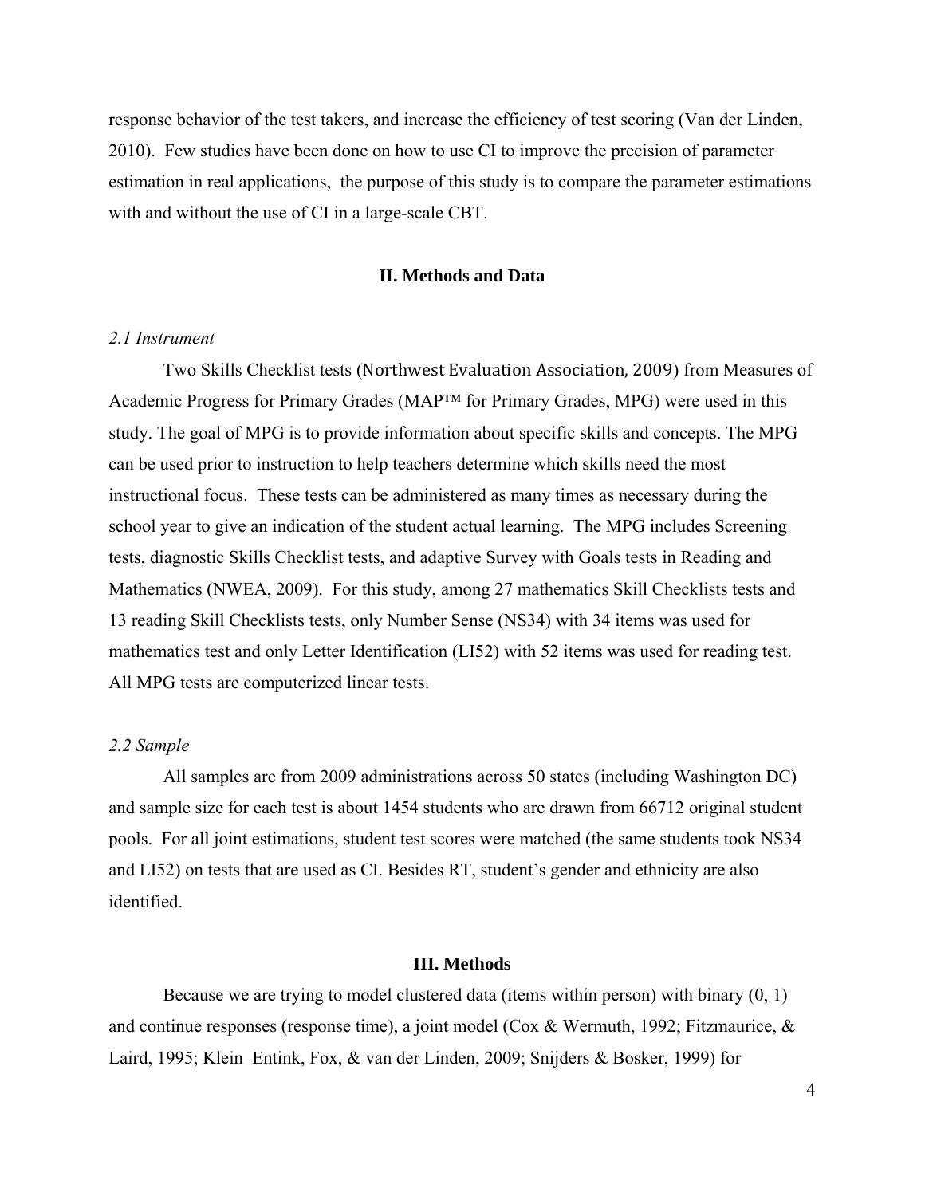response behavior of the test takers, and increase the efficiency of test scoring (Van der Linden, 2010). Few studies have been done on how to use CI to improve the precision of parameter estimation in real applications, the purpose of this study is to compare the parameter estimations with and without the use of CI in a large-scale CBT.

## II. Methods and Data

### *2.1 Instrument*

Two Skills Checklist tests (Northwest Evaluation Association, 2009) from Measures of Academic Progress for Primary Grades (MAP™ for Primary Grades, MPG) were used in this study. The goal of MPG is to provide information about specific skills and concepts. The MPG can be used prior to instruction to help teachers determine which skills need the most instructional focus. These tests can be administered as many times as necessary during the school year to give an indication of the student actual learning. The MPG includes Screening tests, diagnostic Skills Checklist tests, and adaptive Survey with Goals tests in Reading and Mathematics (NWEA, 2009). For this study, among 27 mathematics Skill Checklists tests and 13 reading Skill Checklists tests, only Number Sense (NS34) with 34 items was used for mathematics test and only Letter Identification (LI52) with 52 items was used for reading test. All MPG tests are computerized linear tests.

### *2.2 Sample*

All samples are from 2009 administrations across 50 states (including Washington DC) and sample size for each test is about 1454 students who are drawn from 66712 original student pools. For all joint estimations, student test scores were matched (the same students took NS34 and LI52) on tests that are used as CI. Besides RT, student's gender and ethnicity are also identified.

## III. Methods

Because we are trying to model clustered data (items within person) with binary (0, 1) and continue responses (response time), a joint model (Cox & Wermuth, 1992; Fitzmaurice, & Laird, 1995; Klein Entink, Fox, & van der Linden, 2009; Snijders & Bosker, 1999) for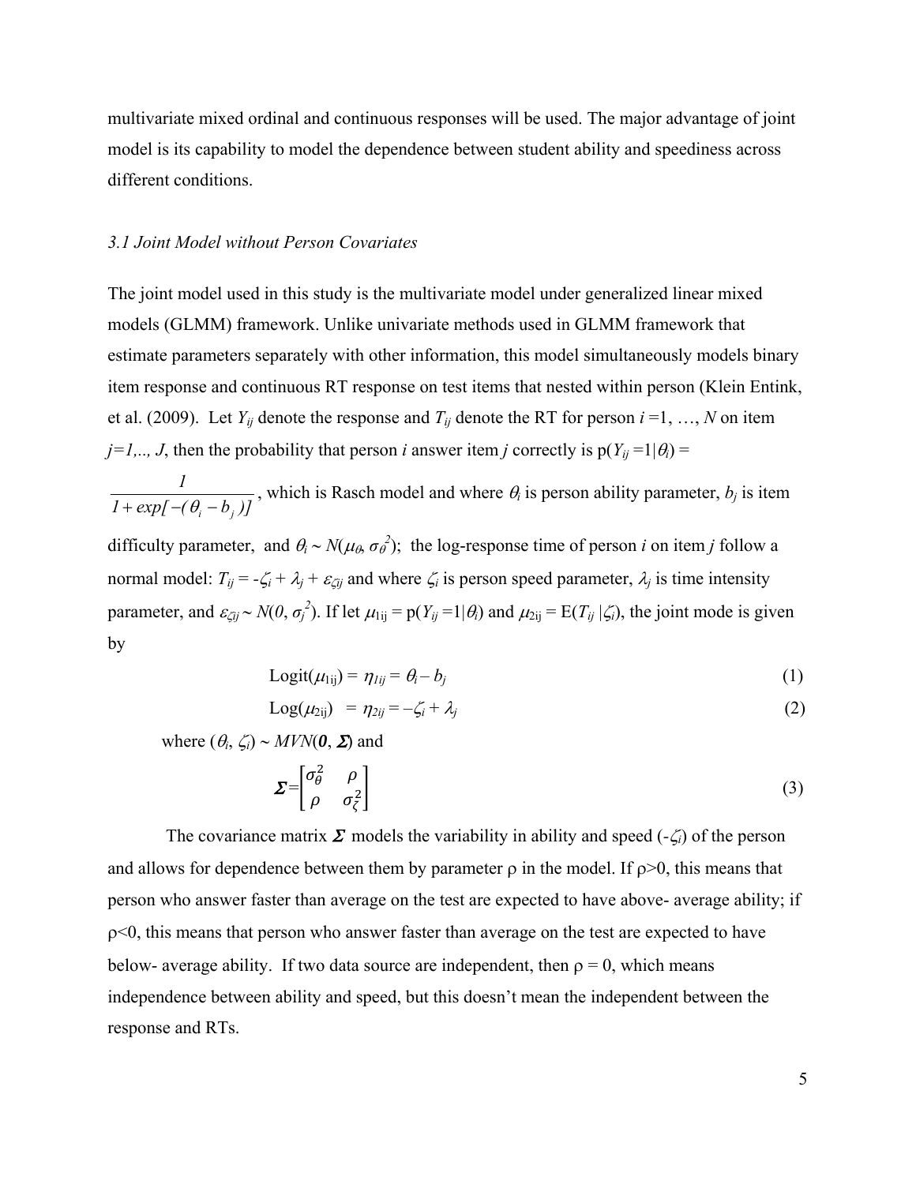multivariate mixed ordinal and continuous responses will be used. The major advantage of joint model is its capability to model the dependence between student ability and speediness across different conditions.

### *3.1 Joint Model without Person Covariates*

The joint model used in this study is the multivariate model under generalized linear mixed models (GLMM) framework. Unlike univariate methods used in GLMM framework that estimate parameters separately with other information, this model simultaneously models binary item response and continuous RT response on test items that nested within person (Klein Entink, et al. (2009). Let $Y_{ij}$ denote the response and $T_{ij}$ denote the RT for person $i$ =1, …, $N$ on item $j$=1,.., $J$, then the probability that person $i$ answer item $j$ correctly is p($Y_{ij}$ =1|$\theta_i$) = $\frac{1}{1+exp[-(\theta_i - b_j)]}$, which is Rasch model and where $\theta_i$ is person ability parameter, $b_j$ is item difficulty parameter, and $\theta_i \sim N(\mu_\theta, \sigma_\theta^2)$; the log-response time of person $i$ on item $j$ follow a normal model: $T_{ij} = -\zeta_i + \lambda_j + \varepsilon_{\zeta ij}$ and where $\zeta_i$ is person speed parameter, $\lambda_j$ is time intensity parameter, and $\varepsilon_{\zeta ij} \sim N(0, \sigma_j^2)$. If let $\mu_{1ij}$ = p($Y_{ij}$ =1|$\theta_i$) and $\mu_{2ij}$ = E($T_{ij}$ |$\zeta_i$), the joint mode is given by

$$\text{Logit}(\mu_{1ij}) = \eta_{1ij} = \theta_i - b_j \tag{1}$$

$$\text{Log}(\mu_{2ij}) = \eta_{2ij} = -\zeta_i + \lambda_j \tag{2}$$

where $(\theta_i, \zeta_i) \sim MVN(\boldsymbol{0}, \boldsymbol{\Sigma})$ and

$$\boldsymbol{\Sigma} = \begin{bmatrix} \sigma_\theta^2 & \rho \\ \rho & \sigma_\zeta^2 \end{bmatrix} \tag{3}$$

The covariance matrix $\boldsymbol{\Sigma}$ models the variability in ability and speed ($-\zeta_i$) of the person and allows for dependence between them by parameter ρ in the model. If ρ>0, this means that person who answer faster than average on the test are expected to have above- average ability; if ρ<0, this means that person who answer faster than average on the test are expected to have below- average ability. If two data source are independent, then ρ = 0, which means independence between ability and speed, but this doesn't mean the independent between the response and RTs.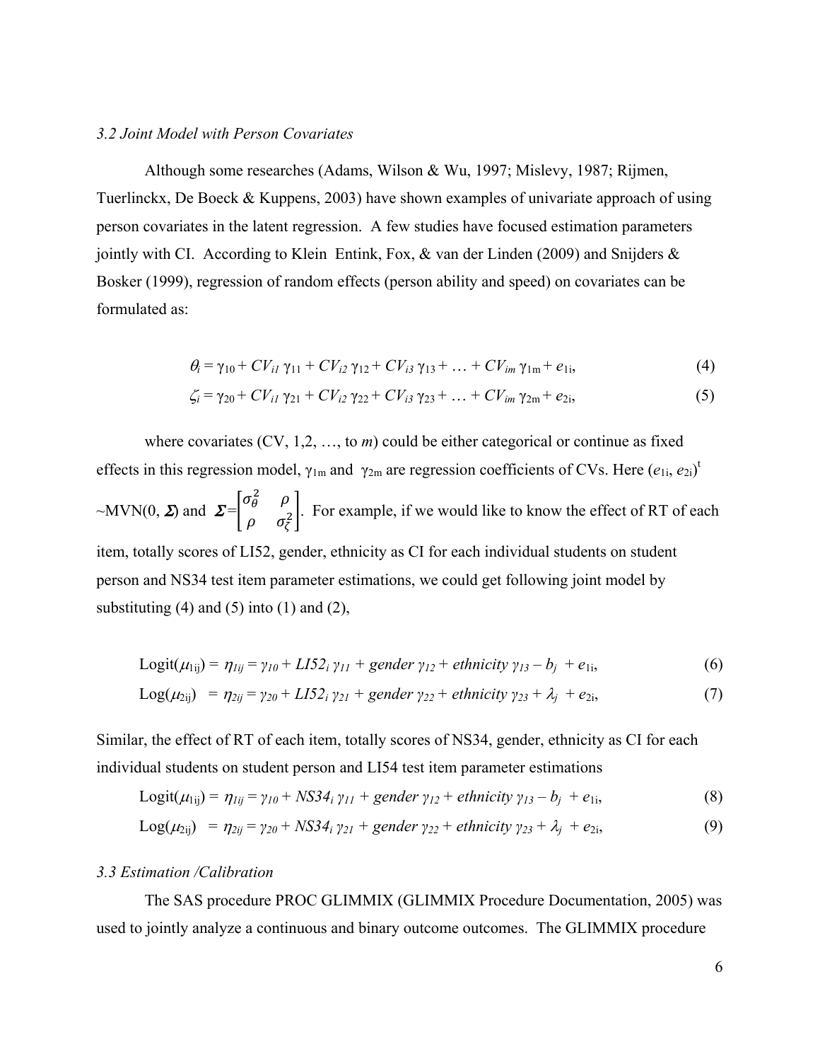### *3.2 Joint Model with Person Covariates*

Although some researches (Adams, Wilson & Wu, 1997; Mislevy, 1987; Rijmen, Tuerlinckx, De Boeck & Kuppens, 2003) have shown examples of univariate approach of using person covariates in the latent regression. A few studies have focused estimation parameters jointly with CI. According to Klein Entink, Fox, & van der Linden (2009) and Snijders & Bosker (1999), regression of random effects (person ability and speed) on covariates can be formulated as:

$$\theta_i = \gamma_{10} + CV_{i1}\,\gamma_{11} + CV_{i2}\,\gamma_{12} + CV_{i3}\,\gamma_{13} + \ldots + CV_{im}\,\gamma_{1m} + e_{1i}, \tag{4}$$

$$\zeta_i = \gamma_{20} + CV_{i1}\,\gamma_{21} + CV_{i2}\,\gamma_{22} + CV_{i3}\,\gamma_{23} + \ldots + CV_{im}\,\gamma_{2m} + e_{2i}, \tag{5}$$

where covariates (CV, 1,2, …, to $m$) could be either categorical or continue as fixed effects in this regression model, $\gamma_{1m}$ and $\gamma_{2m}$ are regression coefficients of CVs. Here $(e_{1i}, e_{2i})^t$ ~MVN(0, $\boldsymbol{\Sigma}$) and $\boldsymbol{\Sigma} = \begin{bmatrix} \sigma_\theta^2 & \rho \\ \rho & \sigma_\zeta^2 \end{bmatrix}$. For example, if we would like to know the effect of RT of each item, totally scores of LI52, gender, ethnicity as CI for each individual students on student person and NS34 test item parameter estimations, we could get following joint model by substituting (4) and (5) into (1) and (2),

$$\text{Logit}(\mu_{1ij}) = \eta_{1ij} = \gamma_{10} + LI52_i\,\gamma_{11} + gender\,\gamma_{12} + ethnicity\,\gamma_{13} - b_j + e_{1i}, \tag{6}$$

$$\text{Log}(\mu_{2ij}) = \eta_{2ij} = \gamma_{20} + LI52_i\,\gamma_{21} + gender\,\gamma_{22} + ethnicity\,\gamma_{23} + \lambda_j + e_{2i}, \tag{7}$$

Similar, the effect of RT of each item, totally scores of NS34, gender, ethnicity as CI for each individual students on student person and LI54 test item parameter estimations

$$\text{Logit}(\mu_{1ij}) = \eta_{1ij} = \gamma_{10} + NS34_i\,\gamma_{11} + gender\,\gamma_{12} + ethnicity\,\gamma_{13} - b_j + e_{1i}, \tag{8}$$

$$\text{Log}(\mu_{2ij}) = \eta_{2ij} = \gamma_{20} + NS34_i\,\gamma_{21} + gender\,\gamma_{22} + ethnicity\,\gamma_{23} + \lambda_j + e_{2i}, \tag{9}$$

### *3.3 Estimation /Calibration*

The SAS procedure PROC GLIMMIX (GLIMMIX Procedure Documentation, 2005) was used to jointly analyze a continuous and binary outcome outcomes. The GLIMMIX procedure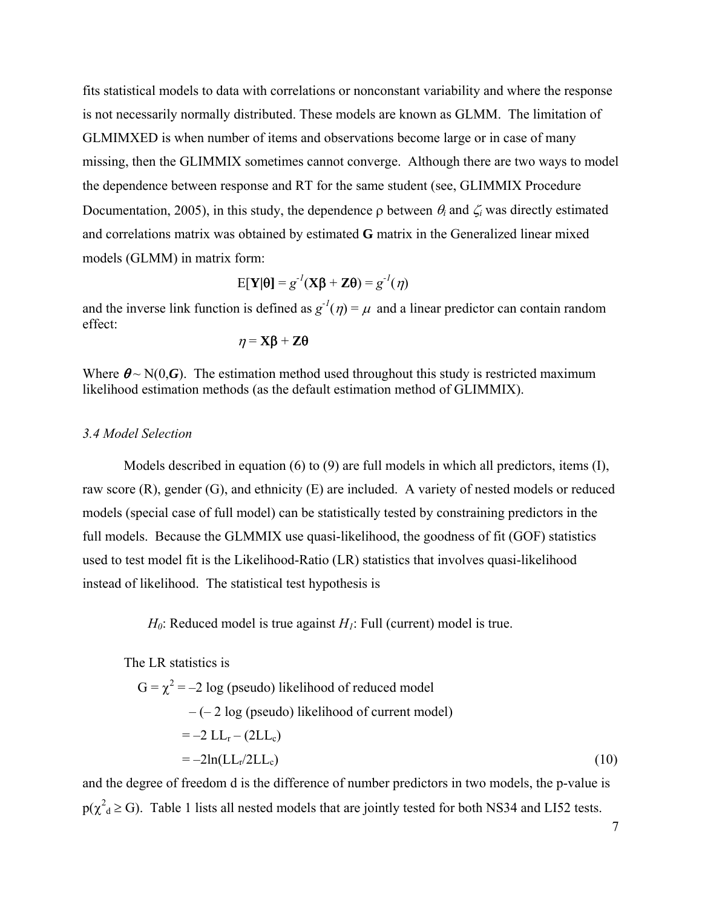fits statistical models to data with correlations or nonconstant variability and where the response is not necessarily normally distributed. These models are known as GLMM. The limitation of GLMIMXED is when number of items and observations become large or in case of many missing, then the GLIMMIX sometimes cannot converge. Although there are two ways to model the dependence between response and RT for the same student (see, GLIMMIX Procedure Documentation, 2005), in this study, the dependence ρ between $\theta_i$ and $\zeta_i$ was directly estimated and correlations matrix was obtained by estimated **G** matrix in the Generalized linear mixed models (GLMM) in matrix form:

$$E[\mathbf{Y}|\boldsymbol{\theta}] = g^{-1}(\mathbf{X}\boldsymbol{\beta} + \mathbf{Z}\boldsymbol{\theta}) = g^{-1}(\eta)$$

and the inverse link function is defined as $g^{-1}(\eta) = \mu$ and a linear predictor can contain random effect:

$$\eta = \mathbf{X}\boldsymbol{\beta} + \mathbf{Z}\boldsymbol{\theta}$$

Where $\boldsymbol{\theta} \sim N(0,\boldsymbol{G})$. The estimation method used throughout this study is restricted maximum likelihood estimation methods (as the default estimation method of GLIMMIX).

### *3.4 Model Selection*

Models described in equation (6) to (9) are full models in which all predictors, items (I), raw score (R), gender (G), and ethnicity (E) are included. A variety of nested models or reduced models (special case of full model) can be statistically tested by constraining predictors in the full models. Because the GLMMIX use quasi-likelihood, the goodness of fit (GOF) statistics used to test model fit is the Likelihood-Ratio (LR) statistics that involves quasi-likelihood instead of likelihood. The statistical test hypothesis is

$H_0$: Reduced model is true against $H_1$: Full (current) model is true.

The LR statistics is

$$\begin{aligned} G = \chi^2 &= -2 \log \text{ (pseudo) likelihood of reduced model} \\ &\quad - (-2 \log \text{ (pseudo) likelihood of current model)} \\ &= -2\, LL_r - (2LL_c) \\ &= -2\ln(LL_r/2LL_c) \end{aligned} \tag{10}$$

and the degree of freedom d is the difference of number predictors in two models, the p-value is $p(\chi^2_d \geq G)$. Table 1 lists all nested models that are jointly tested for both NS34 and LI52 tests.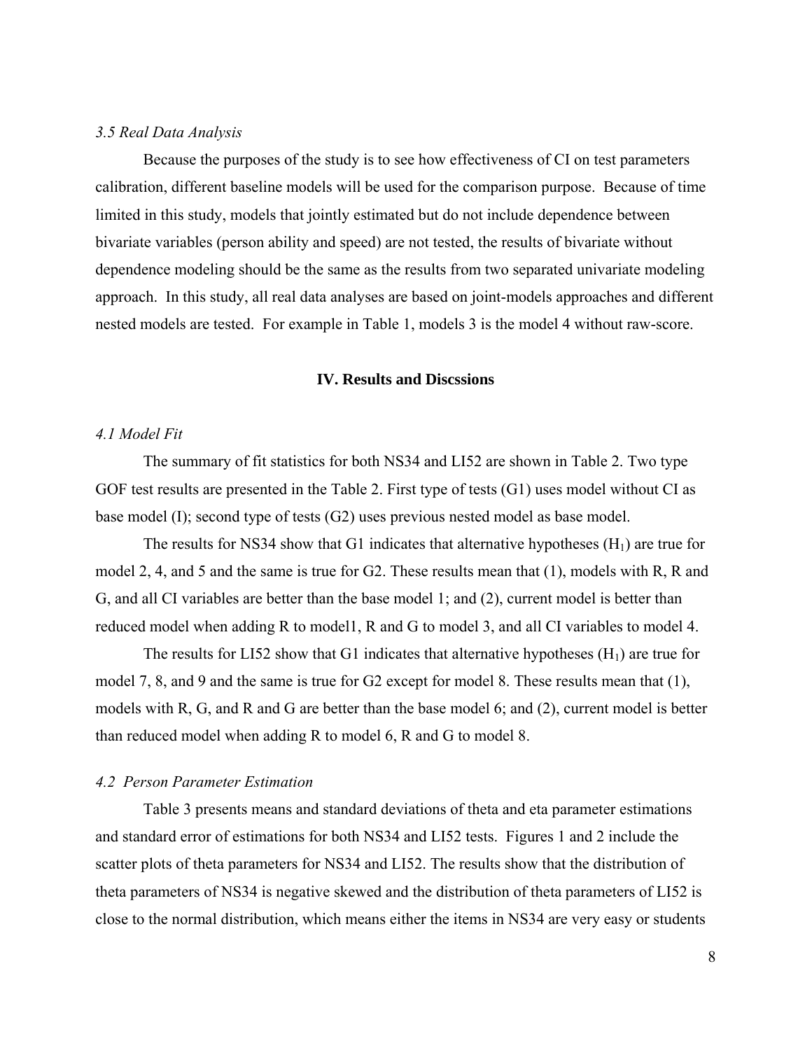### *3.5 Real Data Analysis*

Because the purposes of the study is to see how effectiveness of CI on test parameters calibration, different baseline models will be used for the comparison purpose. Because of time limited in this study, models that jointly estimated but do not include dependence between bivariate variables (person ability and speed) are not tested, the results of bivariate without dependence modeling should be the same as the results from two separated univariate modeling approach. In this study, all real data analyses are based on joint-models approaches and different nested models are tested. For example in Table 1, models 3 is the model 4 without raw-score.

## IV. Results and Discssions

### *4.1 Model Fit*

The summary of fit statistics for both NS34 and LI52 are shown in Table 2. Two type GOF test results are presented in the Table 2. First type of tests (G1) uses model without CI as base model (I); second type of tests (G2) uses previous nested model as base model.

The results for NS34 show that G1 indicates that alternative hypotheses ($H_1$) are true for model 2, 4, and 5 and the same is true for G2. These results mean that (1), models with R, R and G, and all CI variables are better than the base model 1; and (2), current model is better than reduced model when adding R to model1, R and G to model 3, and all CI variables to model 4.

The results for LI52 show that G1 indicates that alternative hypotheses ($H_1$) are true for model 7, 8, and 9 and the same is true for G2 except for model 8. These results mean that (1), models with R, G, and R and G are better than the base model 6; and (2), current model is better than reduced model when adding R to model 6, R and G to model 8.

### *4.2 Person Parameter Estimation*

Table 3 presents means and standard deviations of theta and eta parameter estimations and standard error of estimations for both NS34 and LI52 tests. Figures 1 and 2 include the scatter plots of theta parameters for NS34 and LI52. The results show that the distribution of theta parameters of NS34 is negative skewed and the distribution of theta parameters of LI52 is close to the normal distribution, which means either the items in NS34 are very easy or students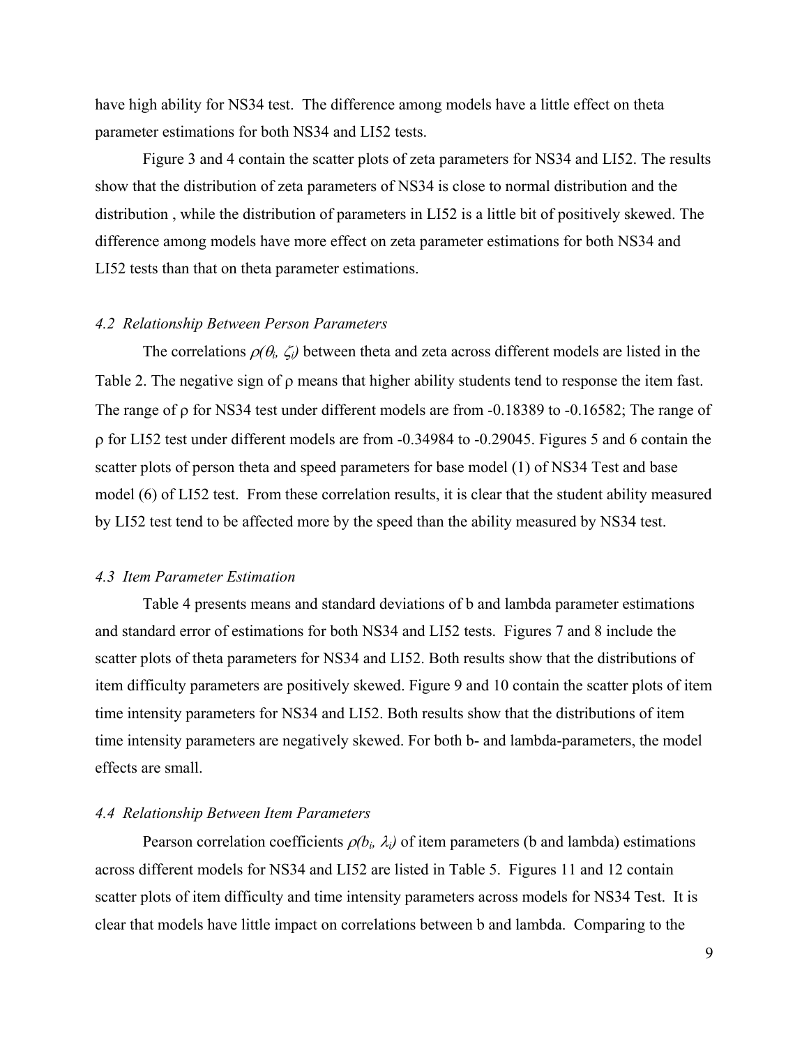have high ability for NS34 test. The difference among models have a little effect on theta parameter estimations for both NS34 and LI52 tests.

Figure 3 and 4 contain the scatter plots of zeta parameters for NS34 and LI52. The results show that the distribution of zeta parameters of NS34 is close to normal distribution and the distribution , while the distribution of parameters in LI52 is a little bit of positively skewed. The difference among models have more effect on zeta parameter estimations for both NS34 and LI52 tests than that on theta parameter estimations.

### *4.2 Relationship Between Person Parameters*

The correlations $\rho(\theta_i, \zeta_i)$ between theta and zeta across different models are listed in the Table 2. The negative sign of $\rho$ means that higher ability students tend to response the item fast. The range of $\rho$ for NS34 test under different models are from -0.18389 to -0.16582; The range of $\rho$ for LI52 test under different models are from -0.34984 to -0.29045. Figures 5 and 6 contain the scatter plots of person theta and speed parameters for base model (1) of NS34 Test and base model (6) of LI52 test. From these correlation results, it is clear that the student ability measured by LI52 test tend to be affected more by the speed than the ability measured by NS34 test.

### *4.3 Item Parameter Estimation*

Table 4 presents means and standard deviations of b and lambda parameter estimations and standard error of estimations for both NS34 and LI52 tests. Figures 7 and 8 include the scatter plots of theta parameters for NS34 and LI52. Both results show that the distributions of item difficulty parameters are positively skewed. Figure 9 and 10 contain the scatter plots of item time intensity parameters for NS34 and LI52. Both results show that the distributions of item time intensity parameters are negatively skewed. For both b- and lambda-parameters, the model effects are small.

### *4.4 Relationship Between Item Parameters*

Pearson correlation coefficients $\rho(b_i, \lambda_i)$ of item parameters (b and lambda) estimations across different models for NS34 and LI52 are listed in Table 5. Figures 11 and 12 contain scatter plots of item difficulty and time intensity parameters across models for NS34 Test. It is clear that models have little impact on correlations between b and lambda. Comparing to the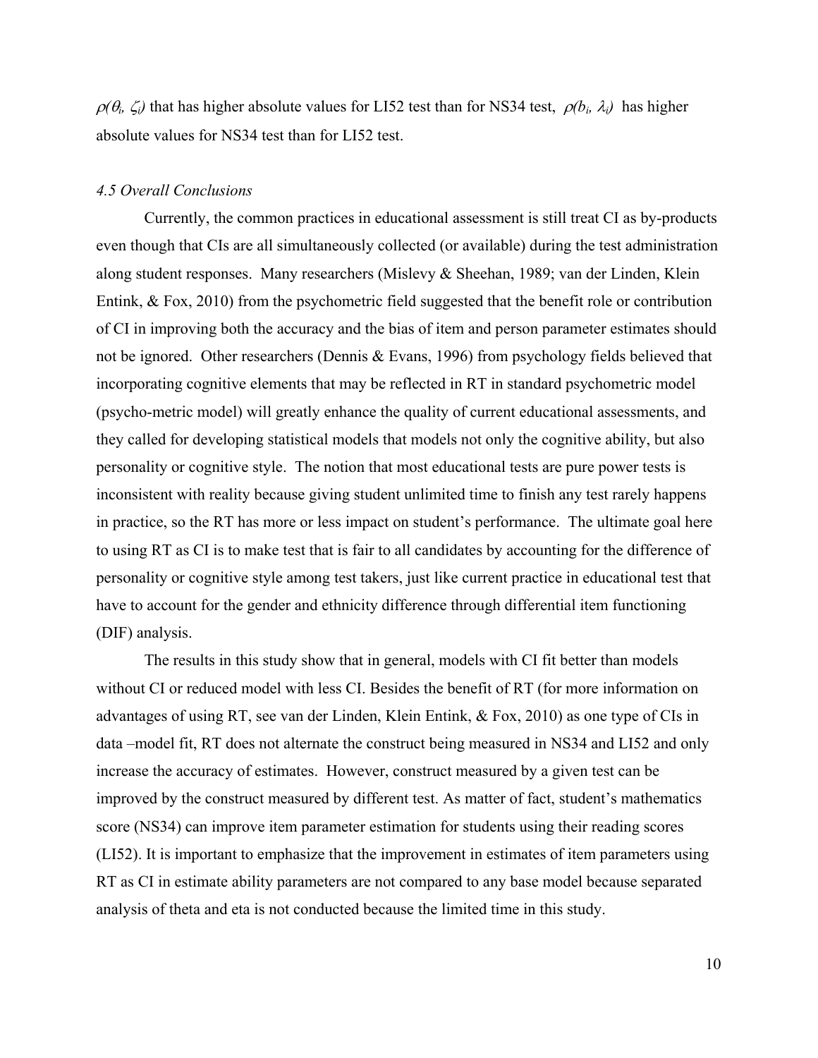$\rho(\theta_i, \zeta_i)$ that has higher absolute values for LI52 test than for NS34 test, $\rho(b_i, \lambda_i)$ has higher absolute values for NS34 test than for LI52 test.

### *4.5 Overall Conclusions*

Currently, the common practices in educational assessment is still treat CI as by-products even though that CIs are all simultaneously collected (or available) during the test administration along student responses. Many researchers (Mislevy & Sheehan, 1989; van der Linden, Klein Entink, & Fox, 2010) from the psychometric field suggested that the benefit role or contribution of CI in improving both the accuracy and the bias of item and person parameter estimates should not be ignored. Other researchers (Dennis & Evans, 1996) from psychology fields believed that incorporating cognitive elements that may be reflected in RT in standard psychometric model (psycho-metric model) will greatly enhance the quality of current educational assessments, and they called for developing statistical models that models not only the cognitive ability, but also personality or cognitive style. The notion that most educational tests are pure power tests is inconsistent with reality because giving student unlimited time to finish any test rarely happens in practice, so the RT has more or less impact on student's performance. The ultimate goal here to using RT as CI is to make test that is fair to all candidates by accounting for the difference of personality or cognitive style among test takers, just like current practice in educational test that have to account for the gender and ethnicity difference through differential item functioning (DIF) analysis.

The results in this study show that in general, models with CI fit better than models without CI or reduced model with less CI. Besides the benefit of RT (for more information on advantages of using RT, see van der Linden, Klein Entink, & Fox, 2010) as one type of CIs in data –model fit, RT does not alternate the construct being measured in NS34 and LI52 and only increase the accuracy of estimates. However, construct measured by a given test can be improved by the construct measured by different test. As matter of fact, student's mathematics score (NS34) can improve item parameter estimation for students using their reading scores (LI52). It is important to emphasize that the improvement in estimates of item parameters using RT as CI in estimate ability parameters are not compared to any base model because separated analysis of theta and eta is not conducted because the limited time in this study.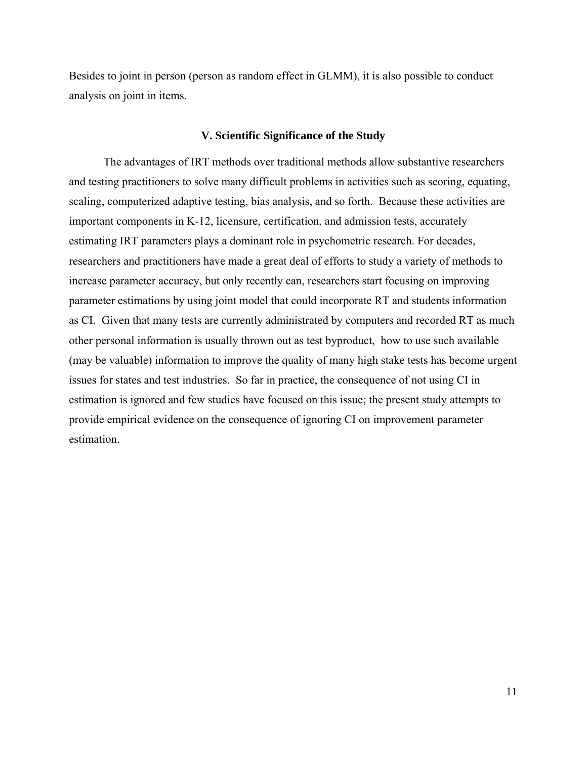Besides to joint in person (person as random effect in GLMM), it is also possible to conduct analysis on joint in items.

## V. Scientific Significance of the Study

The advantages of IRT methods over traditional methods allow substantive researchers and testing practitioners to solve many difficult problems in activities such as scoring, equating, scaling, computerized adaptive testing, bias analysis, and so forth. Because these activities are important components in K-12, licensure, certification, and admission tests, accurately estimating IRT parameters plays a dominant role in psychometric research. For decades, researchers and practitioners have made a great deal of efforts to study a variety of methods to increase parameter accuracy, but only recently can, researchers start focusing on improving parameter estimations by using joint model that could incorporate RT and students information as CI. Given that many tests are currently administrated by computers and recorded RT as much other personal information is usually thrown out as test byproduct, how to use such available (may be valuable) information to improve the quality of many high stake tests has become urgent issues for states and test industries. So far in practice, the consequence of not using CI in estimation is ignored and few studies have focused on this issue; the present study attempts to provide empirical evidence on the consequence of ignoring CI on improvement parameter estimation.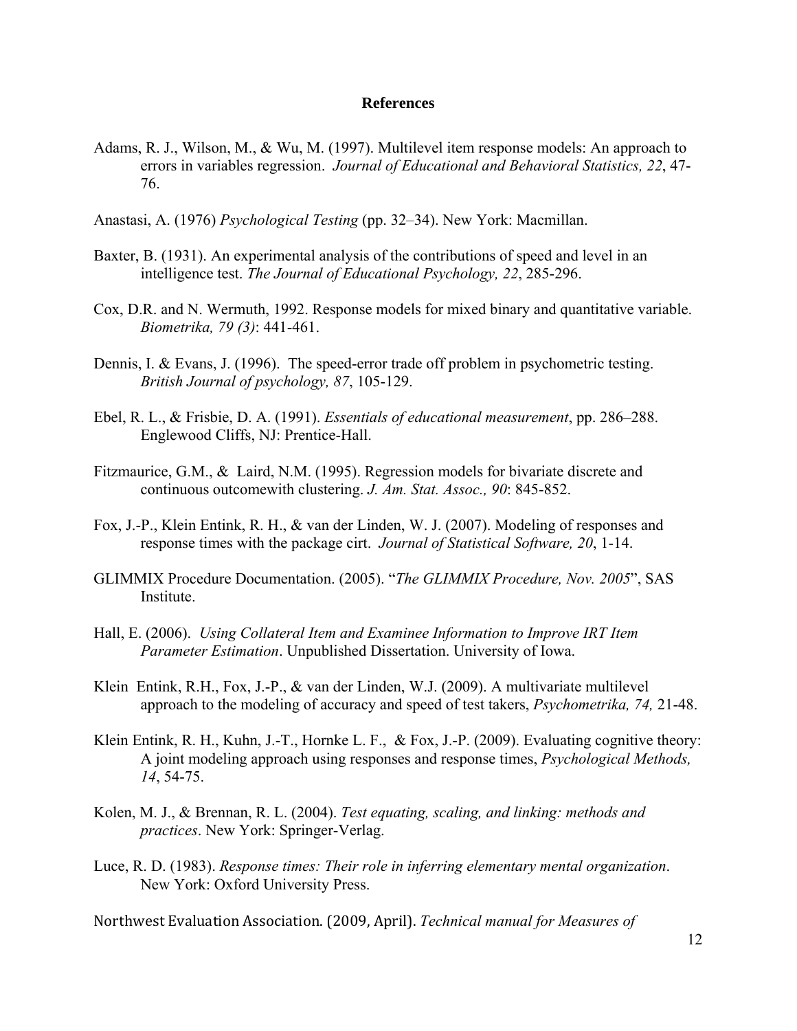## References

Adams, R. J., Wilson, M., & Wu, M. (1997). Multilevel item response models: An approach to errors in variables regression. *Journal of Educational and Behavioral Statistics, 22*, 47-76.

Anastasi, A. (1976) *Psychological Testing* (pp. 32–34). New York: Macmillan.

Baxter, B. (1931). An experimental analysis of the contributions of speed and level in an intelligence test. *The Journal of Educational Psychology, 22*, 285-296.

Cox, D.R. and N. Wermuth, 1992. Response models for mixed binary and quantitative variable. *Biometrika, 79 (3)*: 441-461.

Dennis, I. & Evans, J. (1996). The speed-error trade off problem in psychometric testing. *British Journal of psychology, 87*, 105-129.

Ebel, R. L., & Frisbie, D. A. (1991). *Essentials of educational measurement*, pp. 286–288. Englewood Cliffs, NJ: Prentice-Hall.

Fitzmaurice, G.M., & Laird, N.M. (1995). Regression models for bivariate discrete and continuous outcomewith clustering. *J. Am. Stat. Assoc., 90*: 845-852.

Fox, J.-P., Klein Entink, R. H., & van der Linden, W. J. (2007). Modeling of responses and response times with the package cirt. *Journal of Statistical Software, 20*, 1-14.

GLIMMIX Procedure Documentation. (2005). "*The GLIMMIX Procedure, Nov. 2005*", SAS Institute.

Hall, E. (2006). *Using Collateral Item and Examinee Information to Improve IRT Item Parameter Estimation*. Unpublished Dissertation. University of Iowa.

Klein Entink, R.H., Fox, J.-P., & van der Linden, W.J. (2009). A multivariate multilevel approach to the modeling of accuracy and speed of test takers, *Psychometrika, 74,* 21-48.

Klein Entink, R. H., Kuhn, J.-T., Hornke L. F., & Fox, J.-P. (2009). Evaluating cognitive theory: A joint modeling approach using responses and response times, *Psychological Methods, 14*, 54-75.

Kolen, M. J., & Brennan, R. L. (2004). *Test equating, scaling, and linking: methods and practices*. New York: Springer-Verlag.

Luce, R. D. (1983). *Response times: Their role in inferring elementary mental organization*. New York: Oxford University Press.

Northwest Evaluation Association. (2009, April). *Technical manual for Measures of*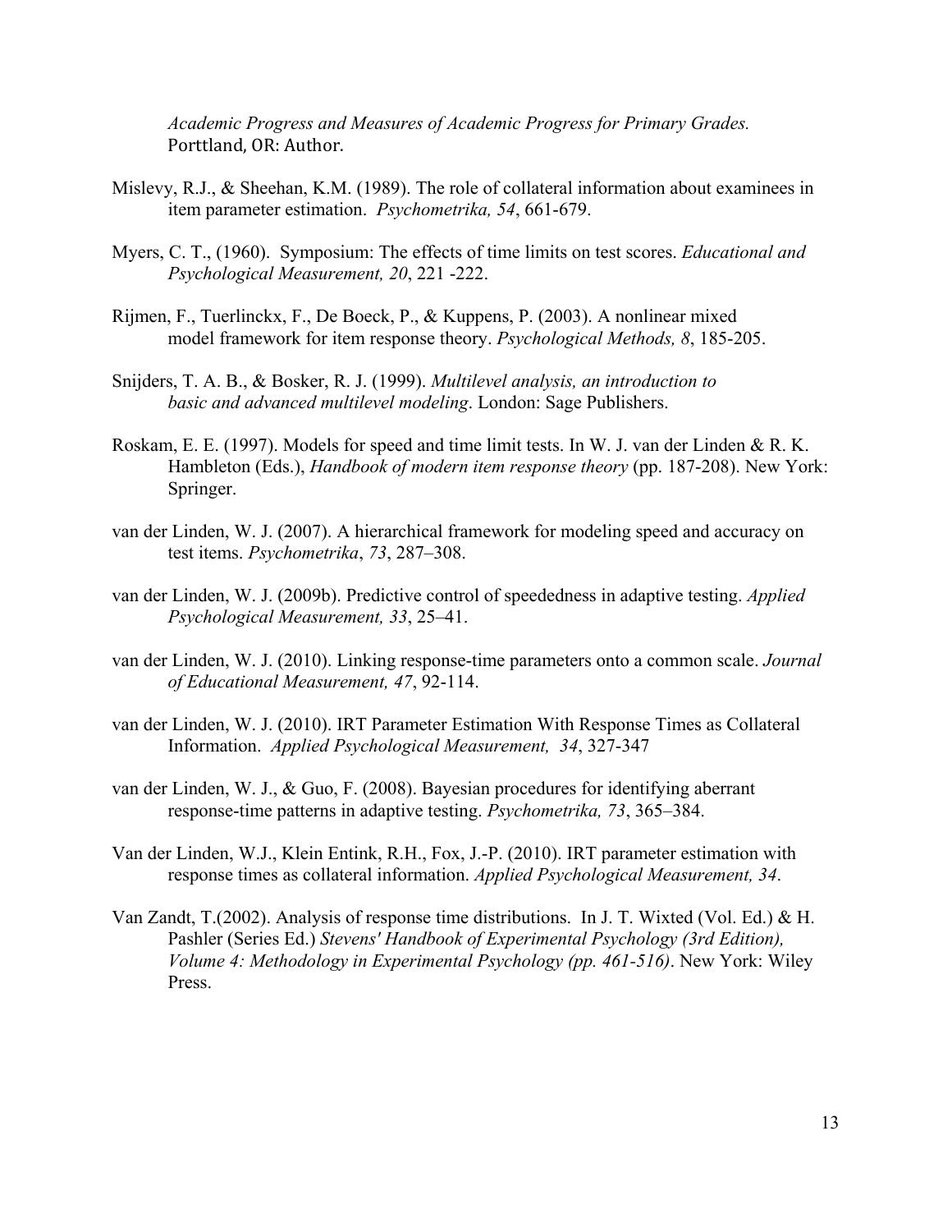*Academic Progress and Measures of Academic Progress for Primary Grades.* Porttland, OR: Author.

Mislevy, R.J., & Sheehan, K.M. (1989). The role of collateral information about examinees in item parameter estimation. *Psychometrika, 54*, 661-679.

Myers, C. T., (1960). Symposium: The effects of time limits on test scores. *Educational and Psychological Measurement, 20*, 221 -222.

Rijmen, F., Tuerlinckx, F., De Boeck, P., & Kuppens, P. (2003). A nonlinear mixed model framework for item response theory. *Psychological Methods, 8*, 185-205.

Snijders, T. A. B., & Bosker, R. J. (1999). *Multilevel analysis, an introduction to basic and advanced multilevel modeling*. London: Sage Publishers.

Roskam, E. E. (1997). Models for speed and time limit tests. In W. J. van der Linden & R. K. Hambleton (Eds.), *Handbook of modern item response theory* (pp. 187-208). New York: Springer.

van der Linden, W. J. (2007). A hierarchical framework for modeling speed and accuracy on test items. *Psychometrika*, *73*, 287–308.

van der Linden, W. J. (2009b). Predictive control of speededness in adaptive testing. *Applied Psychological Measurement, 33*, 25–41.

van der Linden, W. J. (2010). Linking response-time parameters onto a common scale. *Journal of Educational Measurement, 47*, 92-114.

van der Linden, W. J. (2010). IRT Parameter Estimation With Response Times as Collateral Information. *Applied Psychological Measurement, 34*, 327-347

van der Linden, W. J., & Guo, F. (2008). Bayesian procedures for identifying aberrant response-time patterns in adaptive testing. *Psychometrika, 73*, 365–384.

Van der Linden, W.J., Klein Entink, R.H., Fox, J.-P. (2010). IRT parameter estimation with response times as collateral information. *Applied Psychological Measurement, 34*.

Van Zandt, T.(2002). Analysis of response time distributions. In J. T. Wixted (Vol. Ed.) & H. Pashler (Series Ed.) *Stevens' Handbook of Experimental Psychology (3rd Edition), Volume 4: Methodology in Experimental Psychology (pp. 461-516)*. New York: Wiley Press.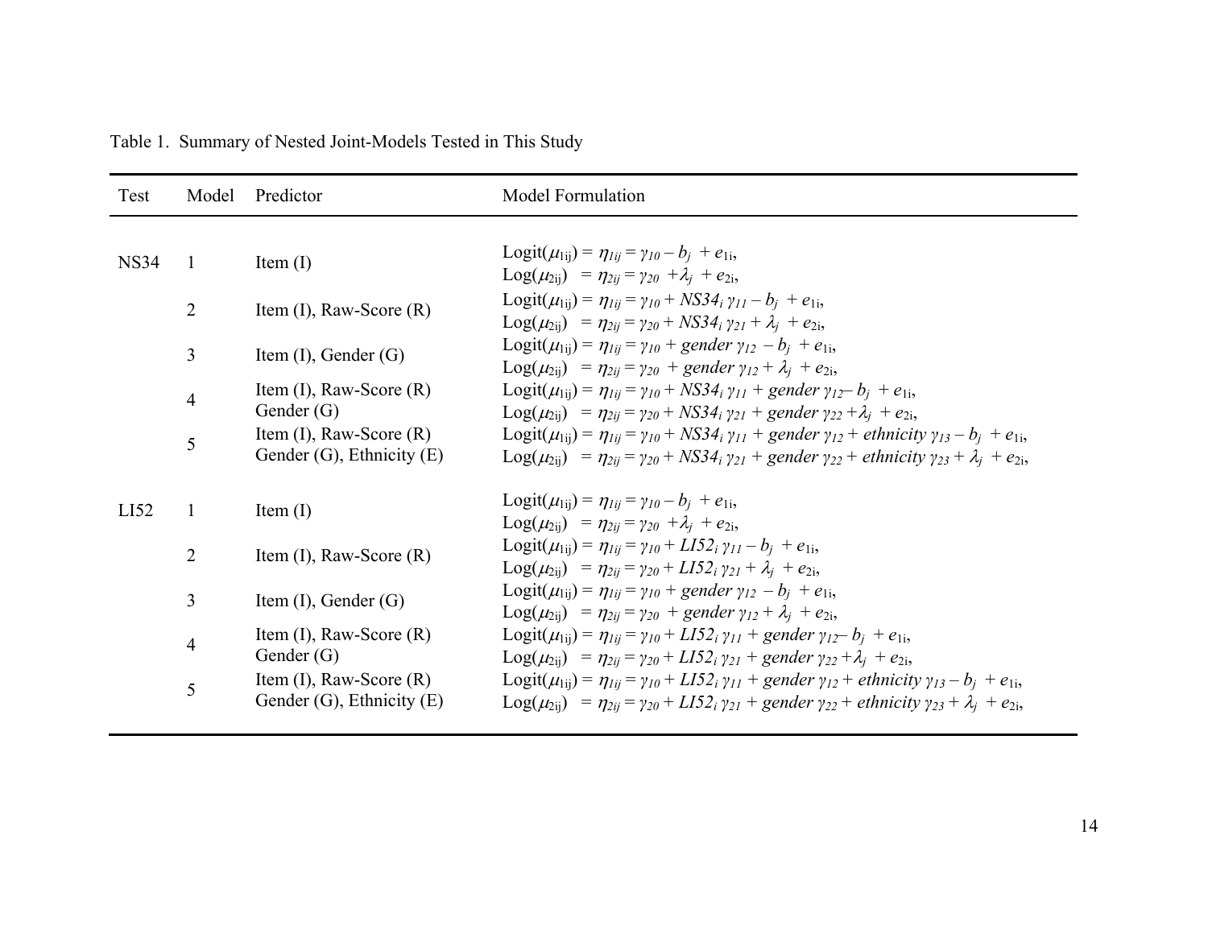Table 1. Summary of Nested Joint-Models Tested in This Study

| Test | Model | Predictor | Model Formulation |
|---|---|---|---|
| NS34 | 1 | Item (I) | $\text{Logit}(\mu_{1ij}) = \eta_{1ij} = \gamma_{10} - b_j + e_{1i}$, $\text{Log}(\mu_{2ij}) = \eta_{2ij} = \gamma_{20} + \lambda_j + e_{2i}$, |
| | 2 | Item (I), Raw-Score (R) | $\text{Logit}(\mu_{1ij}) = \eta_{1ij} = \gamma_{10} + NS34_i\,\gamma_{11} - b_j + e_{1i}$, $\text{Log}(\mu_{2ij}) = \eta_{2ij} = \gamma_{20} + NS34_i\,\gamma_{21} + \lambda_j + e_{2i}$, |
| | 3 | Item (I), Gender (G) | $\text{Logit}(\mu_{1ij}) = \eta_{1ij} = \gamma_{10} + gender\,\gamma_{12} - b_j + e_{1i}$, $\text{Log}(\mu_{2ij}) = \eta_{2ij} = \gamma_{20} + gender\,\gamma_{12} + \lambda_j + e_{2i}$, |
| | 4 | Item (I), Raw-Score (R) Gender (G) | $\text{Logit}(\mu_{1ij}) = \eta_{1ij} = \gamma_{10} + NS34_i\,\gamma_{11} + gender\,\gamma_{12} - b_j + e_{1i}$, $\text{Log}(\mu_{2ij}) = \eta_{2ij} = \gamma_{20} + NS34_i\,\gamma_{21} + gender\,\gamma_{22} + \lambda_j + e_{2i}$, |
| | 5 | Item (I), Raw-Score (R) Gender (G), Ethnicity (E) | $\text{Logit}(\mu_{1ij}) = \eta_{1ij} = \gamma_{10} + NS34_i\,\gamma_{11} + gender\,\gamma_{12} + ethnicity\,\gamma_{13} - b_j + e_{1i}$, $\text{Log}(\mu_{2ij}) = \eta_{2ij} = \gamma_{20} + NS34_i\,\gamma_{21} + gender\,\gamma_{22} + ethnicity\,\gamma_{23} + \lambda_j + e_{2i}$, |
| LI52 | 1 | Item (I) | $\text{Logit}(\mu_{1ij}) = \eta_{1ij} = \gamma_{10} - b_j + e_{1i}$, $\text{Log}(\mu_{2ij}) = \eta_{2ij} = \gamma_{20} + \lambda_j + e_{2i}$, |
| | 2 | Item (I), Raw-Score (R) | $\text{Logit}(\mu_{1ij}) = \eta_{1ij} = \gamma_{10} + LI52_i\,\gamma_{11} - b_j + e_{1i}$, $\text{Log}(\mu_{2ij}) = \eta_{2ij} = \gamma_{20} + LI52_i\,\gamma_{21} + \lambda_j + e_{2i}$, |
| | 3 | Item (I), Gender (G) | $\text{Logit}(\mu_{1ij}) = \eta_{1ij} = \gamma_{10} + gender\,\gamma_{12} - b_j + e_{1i}$, $\text{Log}(\mu_{2ij}) = \eta_{2ij} = \gamma_{20} + gender\,\gamma_{12} + \lambda_j + e_{2i}$, |
| | 4 | Item (I), Raw-Score (R) Gender (G) | $\text{Logit}(\mu_{1ij}) = \eta_{1ij} = \gamma_{10} + LI52_i\,\gamma_{11} + gender\,\gamma_{12} - b_j + e_{1i}$, $\text{Log}(\mu_{2ij}) = \eta_{2ij} = \gamma_{20} + LI52_i\,\gamma_{21} + gender\,\gamma_{22} + \lambda_j + e_{2i}$, |
| | 5 | Item (I), Raw-Score (R) Gender (G), Ethnicity (E) | $\text{Logit}(\mu_{1ij}) = \eta_{1ij} = \gamma_{10} + LI52_i\,\gamma_{11} + gender\,\gamma_{12} + ethnicity\,\gamma_{13} - b_j + e_{1i}$, $\text{Log}(\mu_{2ij}) = \eta_{2ij} = \gamma_{20} + LI52_i\,\gamma_{21} + gender\,\gamma_{22} + ethnicity\,\gamma_{23} + \lambda_j + e_{2i}$, |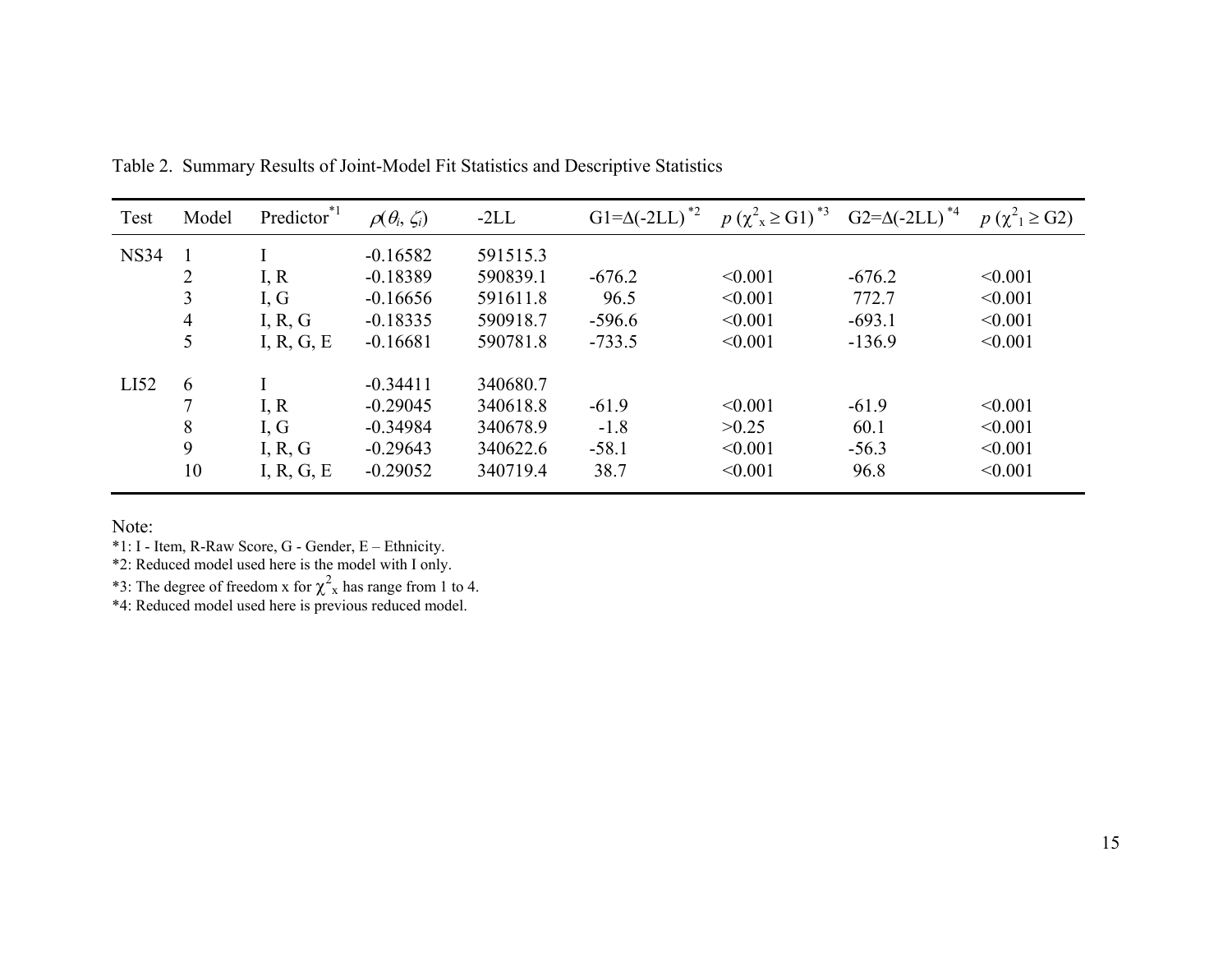Table 2. Summary Results of Joint-Model Fit Statistics and Descriptive Statistics

| Test | Model | Predictor[*1] | $\rho(\theta_i, \zeta_i)$ | -2LL | G1=Δ(-2LL) [*2] | $p\ (\chi^2_x \geq \text{G1})$ [*3] | G2=Δ(-2LL) [*4] | $p\ (\chi^2_1 \geq \text{G2})$ |
|---|---|---|---|---|---|---|---|---|
| NS34 | 1 | I | -0.16582 | 591515.3 | | | | |
| | 2 | I, R | -0.18389 | 590839.1 | -676.2 | <0.001 | -676.2 | <0.001 |
| | 3 | I, G | -0.16656 | 591611.8 | 96.5 | <0.001 | 772.7 | <0.001 |
| | 4 | I, R, G | -0.18335 | 590918.7 | -596.6 | <0.001 | -693.1 | <0.001 |
| | 5 | I, R, G, E | -0.16681 | 590781.8 | -733.5 | <0.001 | -136.9 | <0.001 |
| LI52 | 6 | I | -0.34411 | 340680.7 | | | | |
| | 7 | I, R | -0.29045 | 340618.8 | -61.9 | <0.001 | -61.9 | <0.001 |
| | 8 | I, G | -0.34984 | 340678.9 | -1.8 | >0.25 | 60.1 | <0.001 |
| | 9 | I, R, G | -0.29643 | 340622.6 | -58.1 | <0.001 | -56.3 | <0.001 |
| | 10 | I, R, G, E | -0.29052 | 340719.4 | 38.7 | <0.001 | 96.8 | <0.001 |

Note:

*1: I - Item, R-Raw Score, G - Gender, E – Ethnicity.

*2: Reduced model used here is the model with I only.

*3: The degree of freedom x for $\chi^2_x$ has range from 1 to 4.

*4: Reduced model used here is previous reduced model.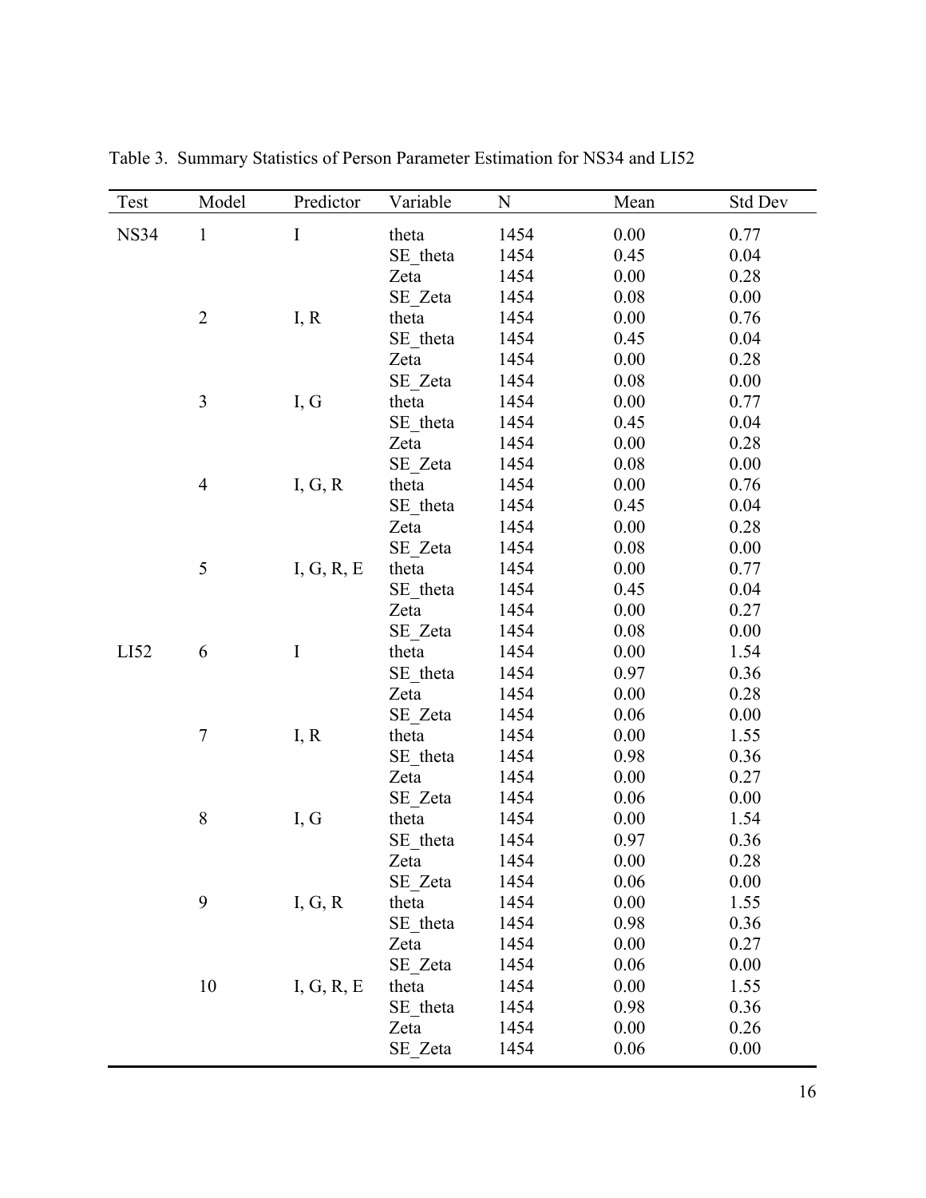Table 3. Summary Statistics of Person Parameter Estimation for NS34 and LI52

| Test | Model | Predictor | Variable | N | Mean | Std Dev |
|---|---|---|---|---|---|---|
| NS34 | 1 | I | theta | 1454 | 0.00 | 0.77 |
| | | | SE_theta | 1454 | 0.45 | 0.04 |
| | | | Zeta | 1454 | 0.00 | 0.28 |
| | | | SE_Zeta | 1454 | 0.08 | 0.00 |
| | 2 | I, R | theta | 1454 | 0.00 | 0.76 |
| | | | SE_theta | 1454 | 0.45 | 0.04 |
| | | | Zeta | 1454 | 0.00 | 0.28 |
| | | | SE_Zeta | 1454 | 0.08 | 0.00 |
| | 3 | I, G | theta | 1454 | 0.00 | 0.77 |
| | | | SE_theta | 1454 | 0.45 | 0.04 |
| | | | Zeta | 1454 | 0.00 | 0.28 |
| | | | SE_Zeta | 1454 | 0.08 | 0.00 |
| | 4 | I, G, R | theta | 1454 | 0.00 | 0.76 |
| | | | SE_theta | 1454 | 0.45 | 0.04 |
| | | | Zeta | 1454 | 0.00 | 0.28 |
| | | | SE_Zeta | 1454 | 0.08 | 0.00 |
| | 5 | I, G, R, E | theta | 1454 | 0.00 | 0.77 |
| | | | SE_theta | 1454 | 0.45 | 0.04 |
| | | | Zeta | 1454 | 0.00 | 0.27 |
| | | | SE_Zeta | 1454 | 0.08 | 0.00 |
| LI52 | 6 | I | theta | 1454 | 0.00 | 1.54 |
| | | | SE_theta | 1454 | 0.97 | 0.36 |
| | | | Zeta | 1454 | 0.00 | 0.28 |
| | | | SE_Zeta | 1454 | 0.06 | 0.00 |
| | 7 | I, R | theta | 1454 | 0.00 | 1.55 |
| | | | SE_theta | 1454 | 0.98 | 0.36 |
| | | | Zeta | 1454 | 0.00 | 0.27 |
| | | | SE_Zeta | 1454 | 0.06 | 0.00 |
| | 8 | I, G | theta | 1454 | 0.00 | 1.54 |
| | | | SE_theta | 1454 | 0.97 | 0.36 |
| | | | Zeta | 1454 | 0.00 | 0.28 |
| | | | SE_Zeta | 1454 | 0.06 | 0.00 |
| | 9 | I, G, R | theta | 1454 | 0.00 | 1.55 |
| | | | SE_theta | 1454 | 0.98 | 0.36 |
| | | | Zeta | 1454 | 0.00 | 0.27 |
| | | | SE_Zeta | 1454 | 0.06 | 0.00 |
| | 10 | I, G, R, E | theta | 1454 | 0.00 | 1.55 |
| | | | SE_theta | 1454 | 0.98 | 0.36 |
| | | | Zeta | 1454 | 0.00 | 0.26 |
| | | | SE_Zeta | 1454 | 0.06 | 0.00 |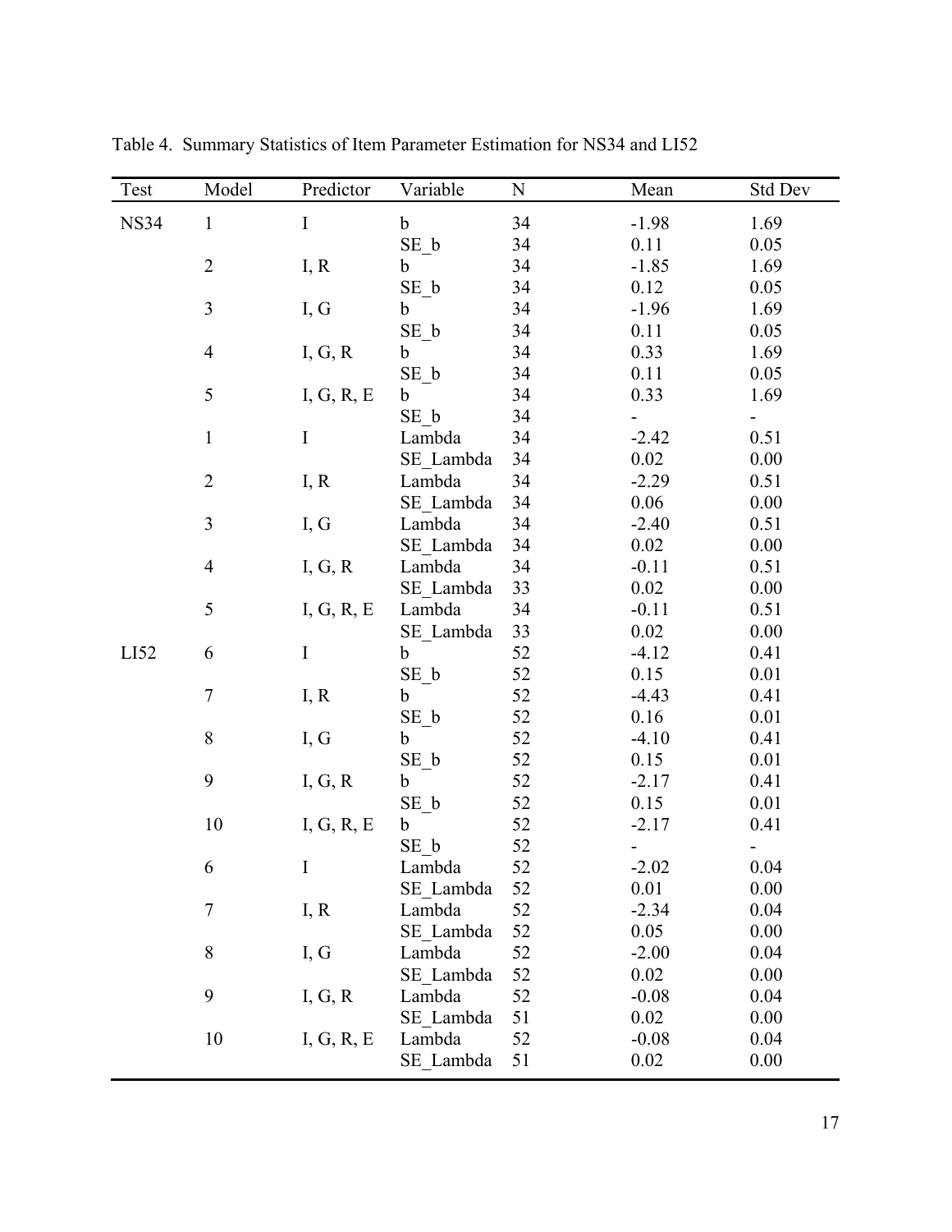Table 4. Summary Statistics of Item Parameter Estimation for NS34 and LI52

| Test | Model | Predictor | Variable | N | Mean | Std Dev |
|---|---|---|---|---|---|---|
| NS34 | 1 | I | b | 34 | -1.98 | 1.69 |
| | | | SE_b | 34 | 0.11 | 0.05 |
| | 2 | I, R | b | 34 | -1.85 | 1.69 |
| | | | SE_b | 34 | 0.12 | 0.05 |
| | 3 | I, G | b | 34 | -1.96 | 1.69 |
| | | | SE_b | 34 | 0.11 | 0.05 |
| | 4 | I, G, R | b | 34 | 0.33 | 1.69 |
| | | | SE_b | 34 | 0.11 | 0.05 |
| | 5 | I, G, R, E | b | 34 | 0.33 | 1.69 |
| | | | SE_b | 34 | - | - |
| | 1 | I | Lambda | 34 | -2.42 | 0.51 |
| | | | SE_Lambda | 34 | 0.02 | 0.00 |
| | 2 | I, R | Lambda | 34 | -2.29 | 0.51 |
| | | | SE_Lambda | 34 | 0.06 | 0.00 |
| | 3 | I, G | Lambda | 34 | -2.40 | 0.51 |
| | | | SE_Lambda | 34 | 0.02 | 0.00 |
| | 4 | I, G, R | Lambda | 34 | -0.11 | 0.51 |
| | | | SE_Lambda | 33 | 0.02 | 0.00 |
| | 5 | I, G, R, E | Lambda | 34 | -0.11 | 0.51 |
| | | | SE_Lambda | 33 | 0.02 | 0.00 |
| LI52 | 6 | I | b | 52 | -4.12 | 0.41 |
| | | | SE_b | 52 | 0.15 | 0.01 |
| | 7 | I, R | b | 52 | -4.43 | 0.41 |
| | | | SE_b | 52 | 0.16 | 0.01 |
| | 8 | I, G | b | 52 | -4.10 | 0.41 |
| | | | SE_b | 52 | 0.15 | 0.01 |
| | 9 | I, G, R | b | 52 | -2.17 | 0.41 |
| | | | SE_b | 52 | 0.15 | 0.01 |
| | 10 | I, G, R, E | b | 52 | -2.17 | 0.41 |
| | | | SE_b | 52 | - | - |
| | 6 | I | Lambda | 52 | -2.02 | 0.04 |
| | | | SE_Lambda | 52 | 0.01 | 0.00 |
| | 7 | I, R | Lambda | 52 | -2.34 | 0.04 |
| | | | SE_Lambda | 52 | 0.05 | 0.00 |
| | 8 | I, G | Lambda | 52 | -2.00 | 0.04 |
| | | | SE_Lambda | 52 | 0.02 | 0.00 |
| | 9 | I, G, R | Lambda | 52 | -0.08 | 0.04 |
| | | | SE_Lambda | 51 | 0.02 | 0.00 |
| | 10 | I, G, R, E | Lambda | 52 | -0.08 | 0.04 |
| | | | SE_Lambda | 51 | 0.02 | 0.00 |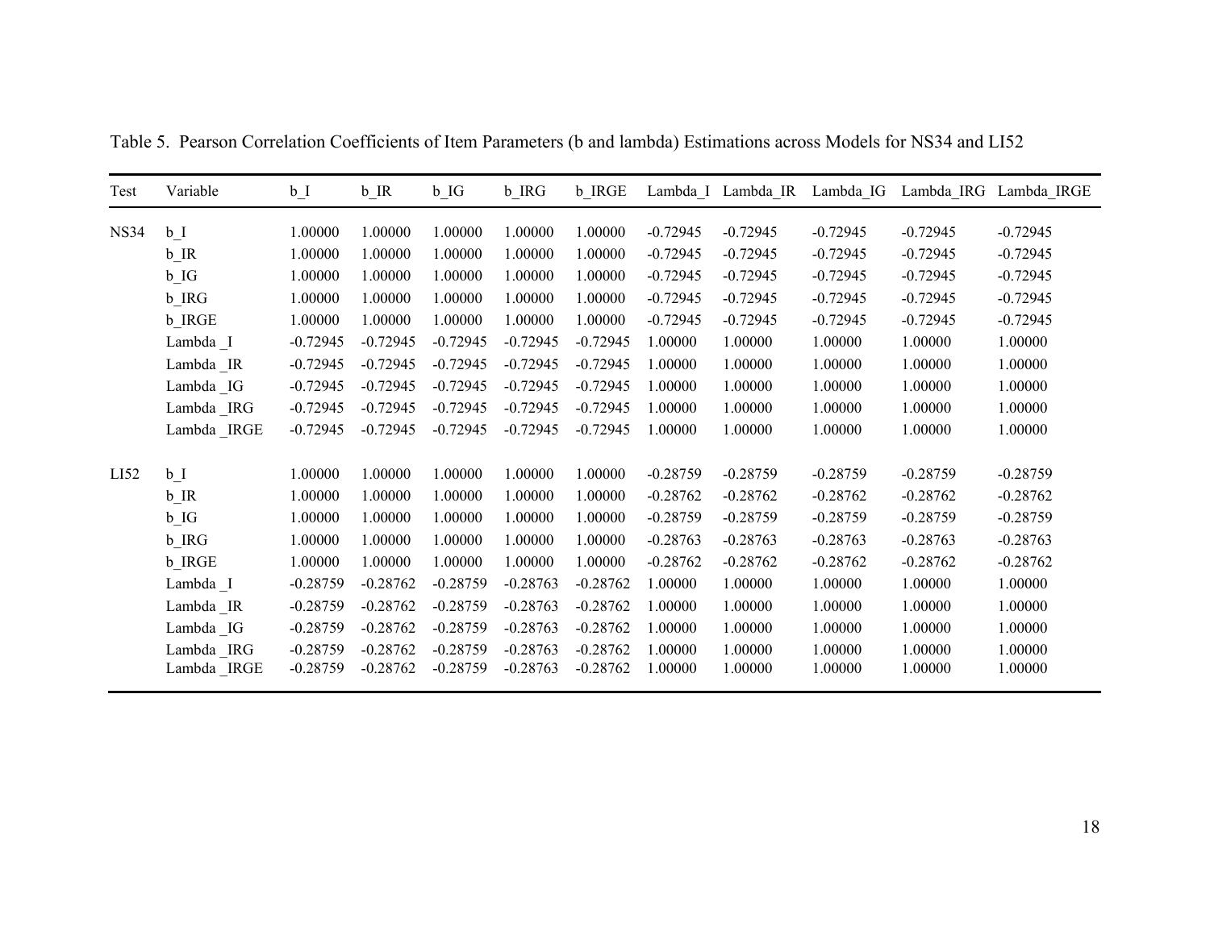Table 5. Pearson Correlation Coefficients of Item Parameters (b and lambda) Estimations across Models for NS34 and LI52

| Test | Variable | b_I | b_IR | b_IG | b_IRG | b_IRGE | Lambda_I | Lambda_IR | Lambda_IG | Lambda_IRG | Lambda_IRGE |
|---|---|---|---|---|---|---|---|---|---|---|---|
| NS34 | b_I | 1.00000 | 1.00000 | 1.00000 | 1.00000 | 1.00000 | -0.72945 | -0.72945 | -0.72945 | -0.72945 | -0.72945 |
| | b_IR | 1.00000 | 1.00000 | 1.00000 | 1.00000 | 1.00000 | -0.72945 | -0.72945 | -0.72945 | -0.72945 | -0.72945 |
| | b_IG | 1.00000 | 1.00000 | 1.00000 | 1.00000 | 1.00000 | -0.72945 | -0.72945 | -0.72945 | -0.72945 | -0.72945 |
| | b_IRG | 1.00000 | 1.00000 | 1.00000 | 1.00000 | 1.00000 | -0.72945 | -0.72945 | -0.72945 | -0.72945 | -0.72945 |
| | b_IRGE | 1.00000 | 1.00000 | 1.00000 | 1.00000 | 1.00000 | -0.72945 | -0.72945 | -0.72945 | -0.72945 | -0.72945 |
| | Lambda _I | -0.72945 | -0.72945 | -0.72945 | -0.72945 | -0.72945 | 1.00000 | 1.00000 | 1.00000 | 1.00000 | 1.00000 |
| | Lambda _IR | -0.72945 | -0.72945 | -0.72945 | -0.72945 | -0.72945 | 1.00000 | 1.00000 | 1.00000 | 1.00000 | 1.00000 |
| | Lambda _IG | -0.72945 | -0.72945 | -0.72945 | -0.72945 | -0.72945 | 1.00000 | 1.00000 | 1.00000 | 1.00000 | 1.00000 |
| | Lambda _IRG | -0.72945 | -0.72945 | -0.72945 | -0.72945 | -0.72945 | 1.00000 | 1.00000 | 1.00000 | 1.00000 | 1.00000 |
| | Lambda _IRGE | -0.72945 | -0.72945 | -0.72945 | -0.72945 | -0.72945 | 1.00000 | 1.00000 | 1.00000 | 1.00000 | 1.00000 |
| LI52 | b_I | 1.00000 | 1.00000 | 1.00000 | 1.00000 | 1.00000 | -0.28759 | -0.28759 | -0.28759 | -0.28759 | -0.28759 |
| | b_IR | 1.00000 | 1.00000 | 1.00000 | 1.00000 | 1.00000 | -0.28762 | -0.28762 | -0.28762 | -0.28762 | -0.28762 |
| | b_IG | 1.00000 | 1.00000 | 1.00000 | 1.00000 | 1.00000 | -0.28759 | -0.28759 | -0.28759 | -0.28759 | -0.28759 |
| | b_IRG | 1.00000 | 1.00000 | 1.00000 | 1.00000 | 1.00000 | -0.28763 | -0.28763 | -0.28763 | -0.28763 | -0.28763 |
| | b_IRGE | 1.00000 | 1.00000 | 1.00000 | 1.00000 | 1.00000 | -0.28762 | -0.28762 | -0.28762 | -0.28762 | -0.28762 |
| | Lambda _I | -0.28759 | -0.28762 | -0.28759 | -0.28763 | -0.28762 | 1.00000 | 1.00000 | 1.00000 | 1.00000 | 1.00000 |
| | Lambda _IR | -0.28759 | -0.28762 | -0.28759 | -0.28763 | -0.28762 | 1.00000 | 1.00000 | 1.00000 | 1.00000 | 1.00000 |
| | Lambda _IG | -0.28759 | -0.28762 | -0.28759 | -0.28763 | -0.28762 | 1.00000 | 1.00000 | 1.00000 | 1.00000 | 1.00000 |
| | Lambda _IRG | -0.28759 | -0.28762 | -0.28759 | -0.28763 | -0.28762 | 1.00000 | 1.00000 | 1.00000 | 1.00000 | 1.00000 |
| | Lambda _IRGE | -0.28759 | -0.28762 | -0.28759 | -0.28763 | -0.28762 | 1.00000 | 1.00000 | 1.00000 | 1.00000 | 1.00000 |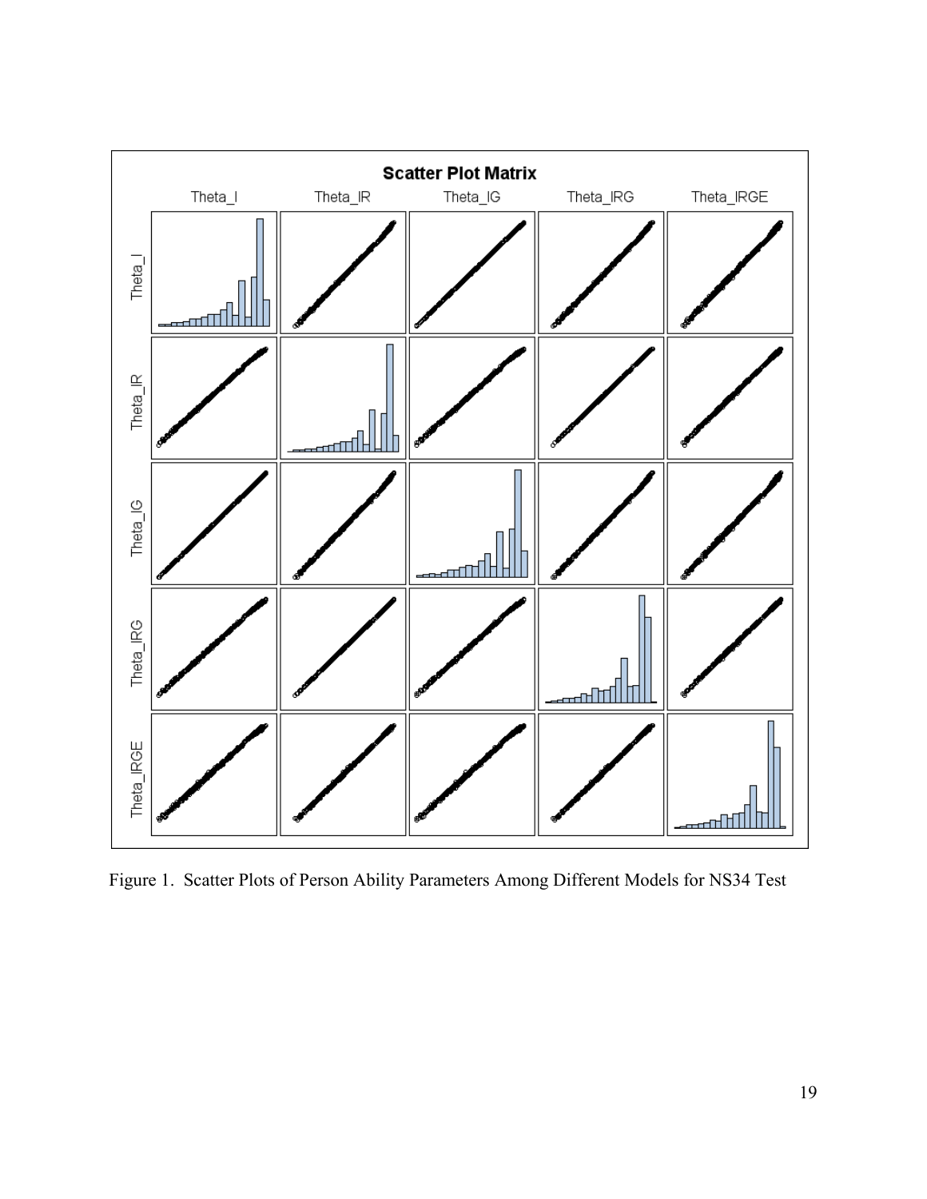Figure 1. Scatter Plots of Person Ability Parameters Among Different Models for NS34 Test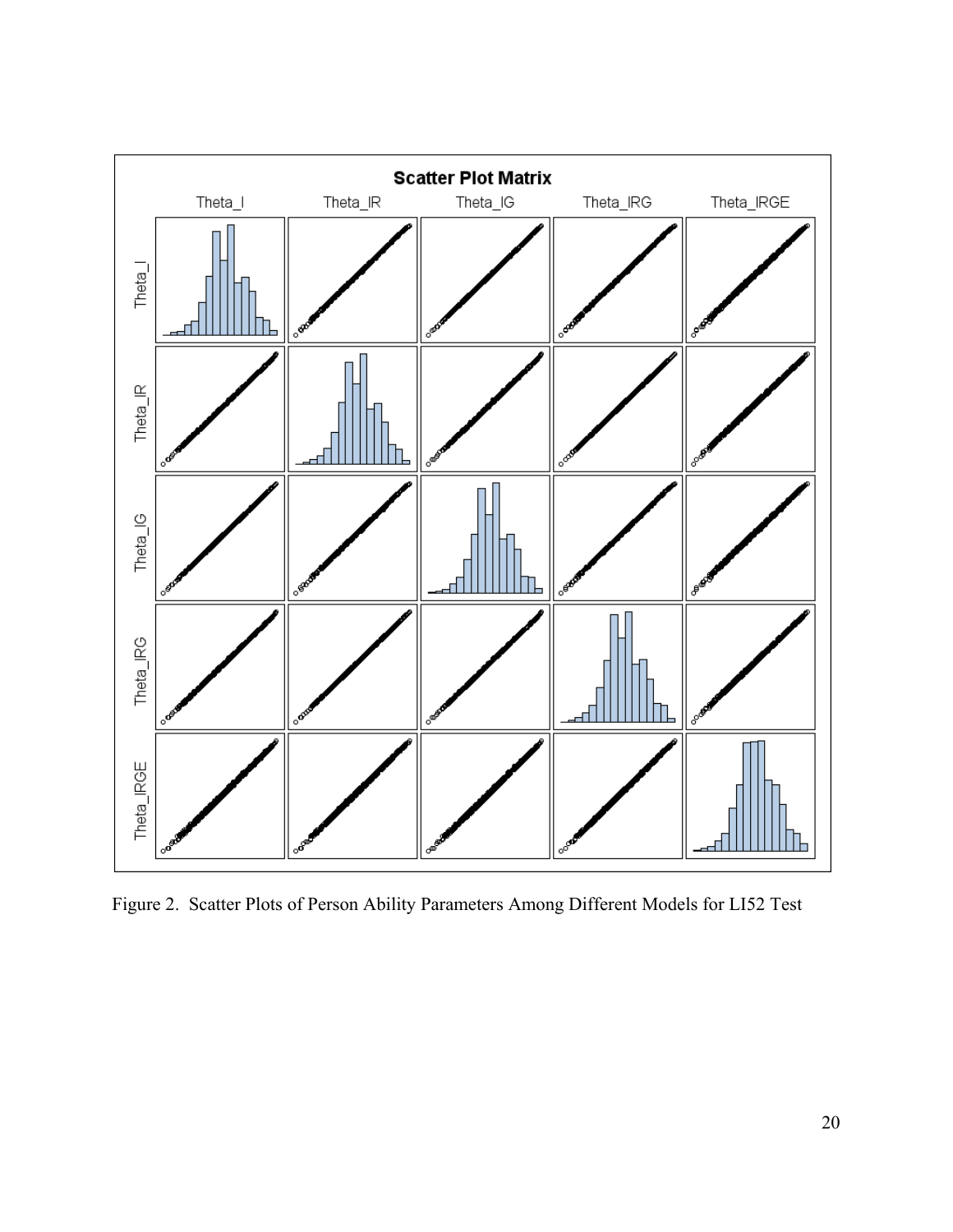Figure 2. Scatter Plots of Person Ability Parameters Among Different Models for LI52 Test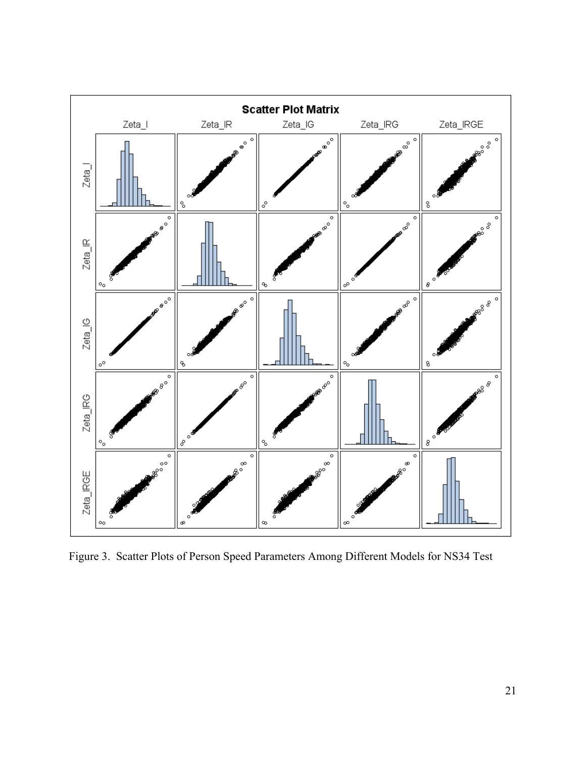Figure 3. Scatter Plots of Person Speed Parameters Among Different Models for NS34 Test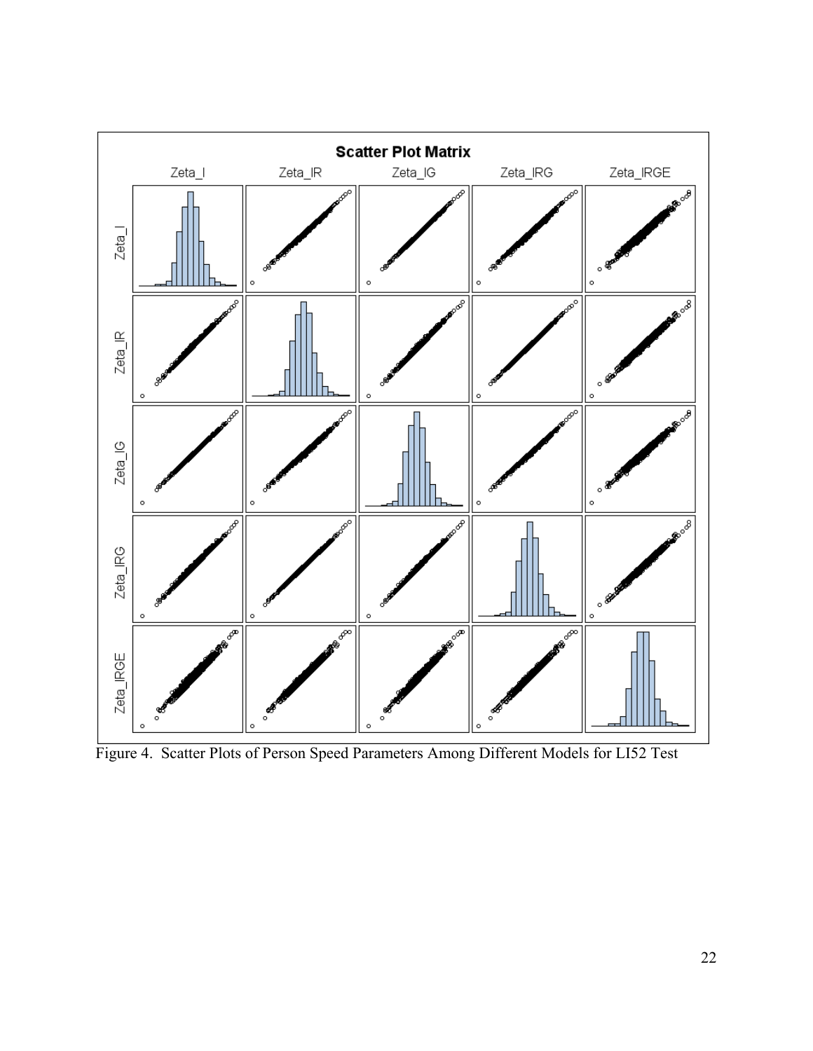Figure 4. Scatter Plots of Person Speed Parameters Among Different Models for LI52 Test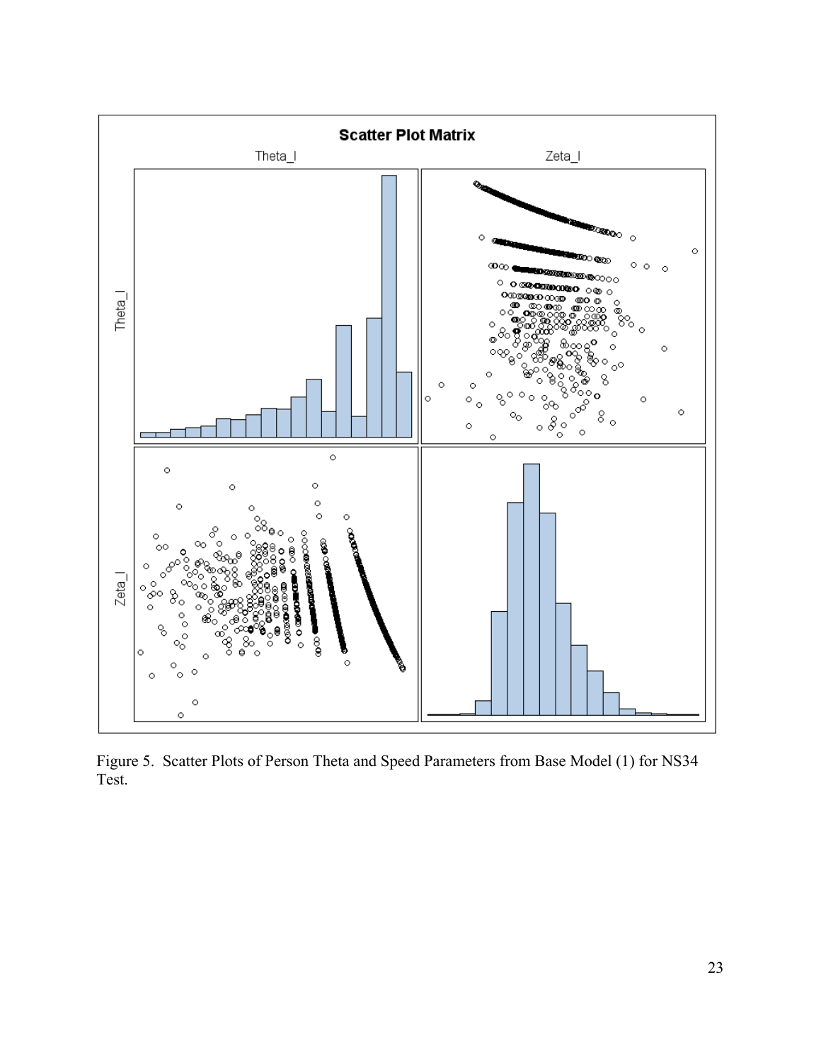Figure 5. Scatter Plots of Person Theta and Speed Parameters from Base Model (1) for NS34 Test.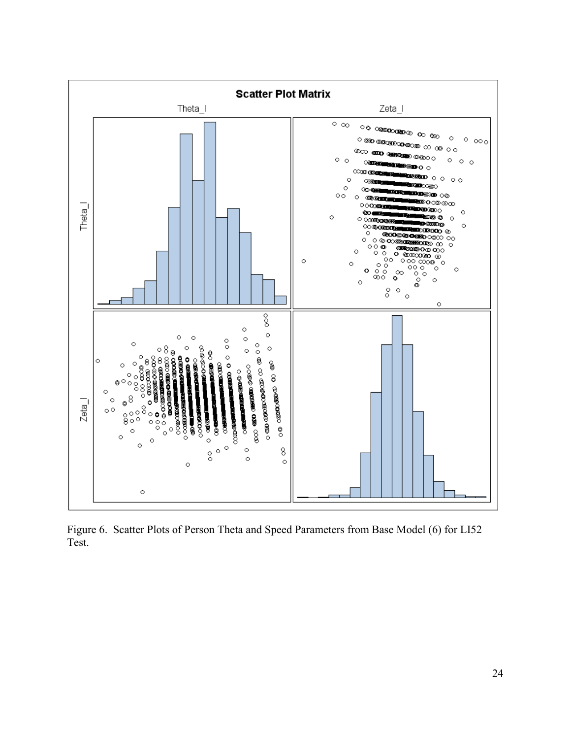Figure 6. Scatter Plots of Person Theta and Speed Parameters from Base Model (6) for LI52 Test.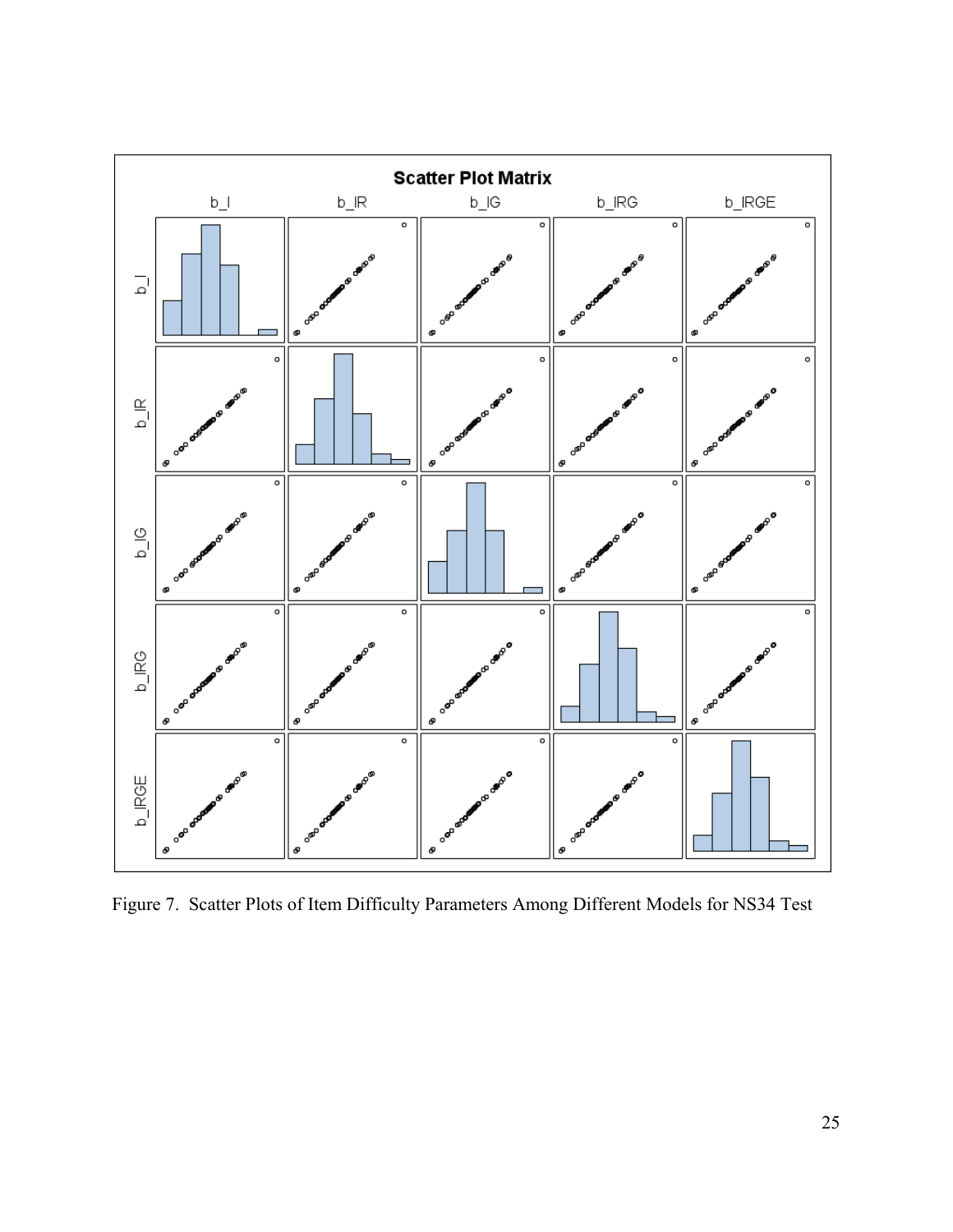Figure 7.  Scatter Plots of Item Difficulty Parameters Among Different Models for NS34 Test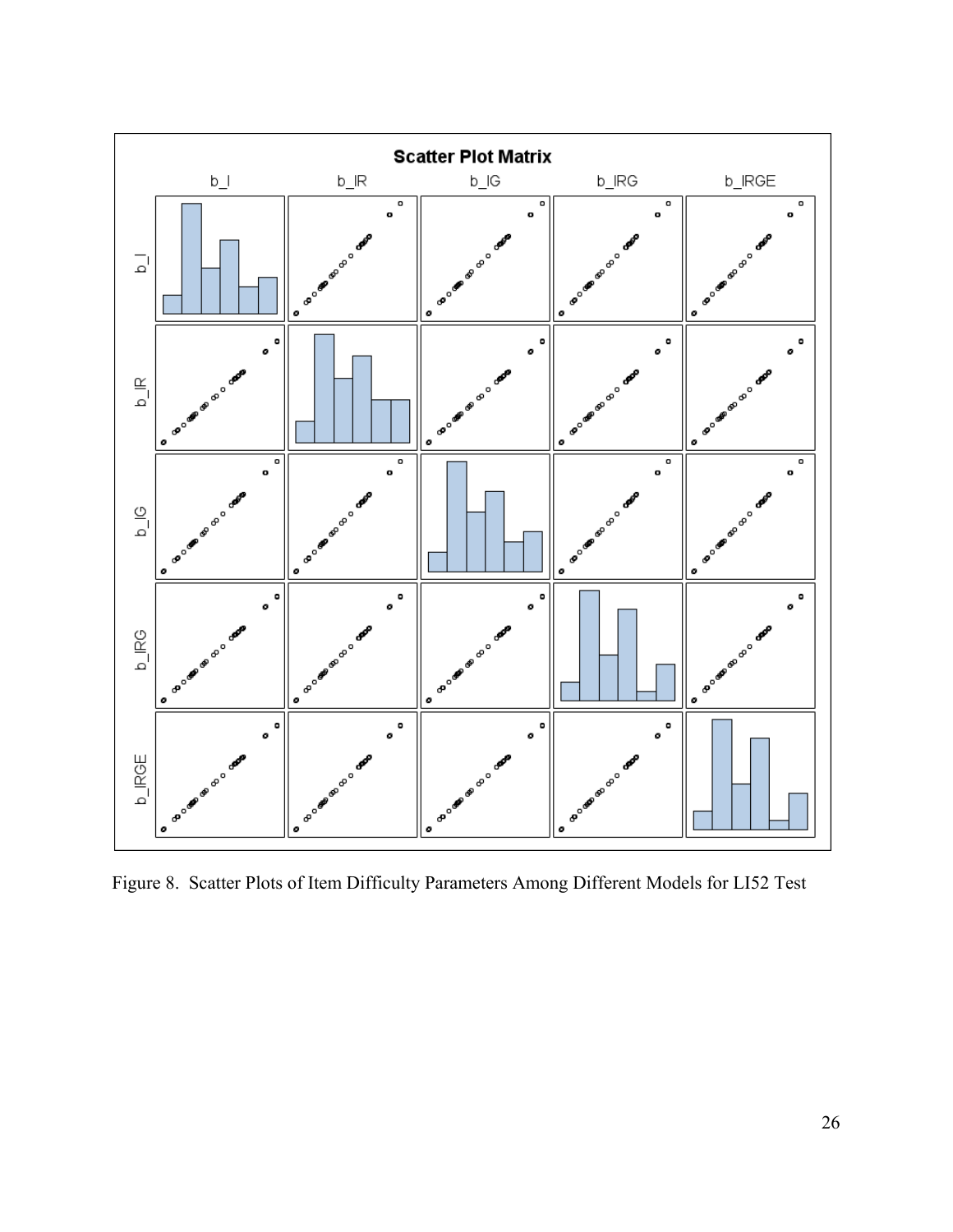Figure 8. Scatter Plots of Item Difficulty Parameters Among Different Models for LI52 Test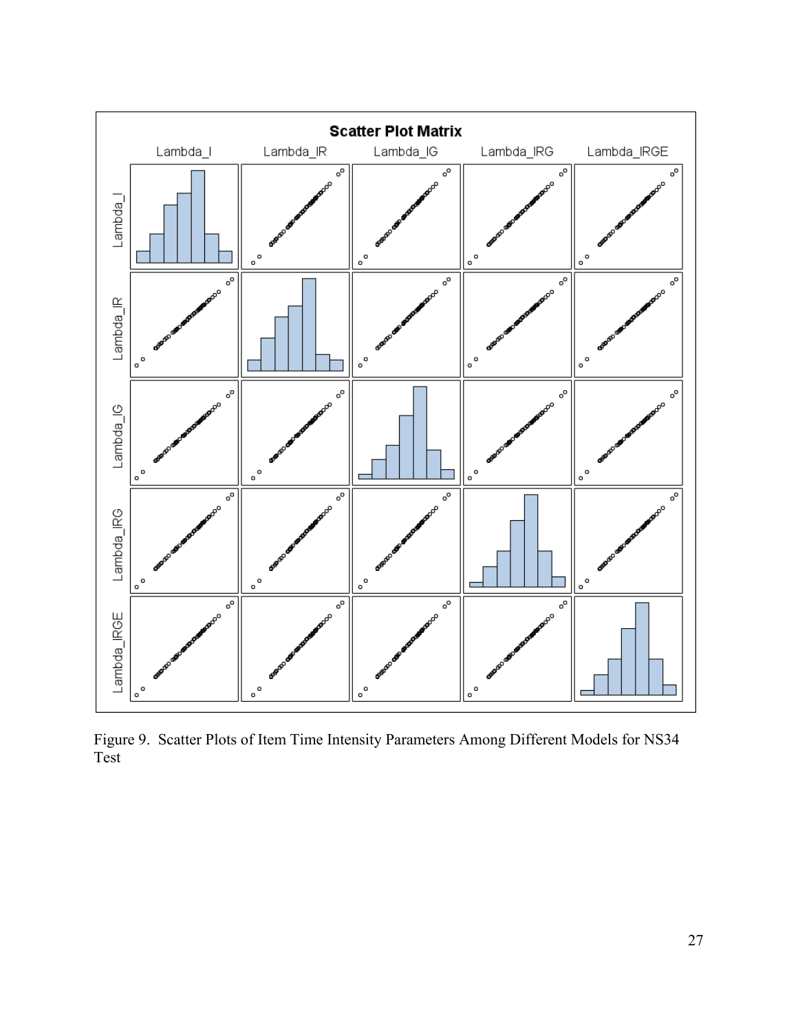Figure 9. Scatter Plots of Item Time Intensity Parameters Among Different Models for NS34 Test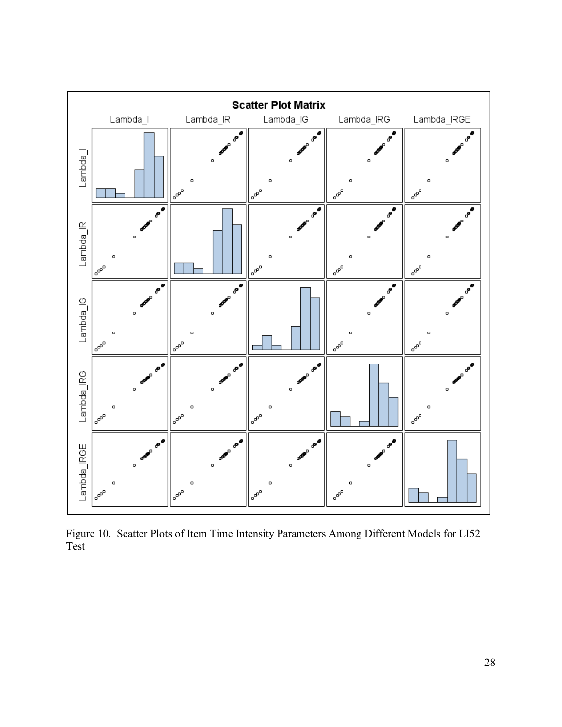Figure 10. Scatter Plots of Item Time Intensity Parameters Among Different Models for LI52 Test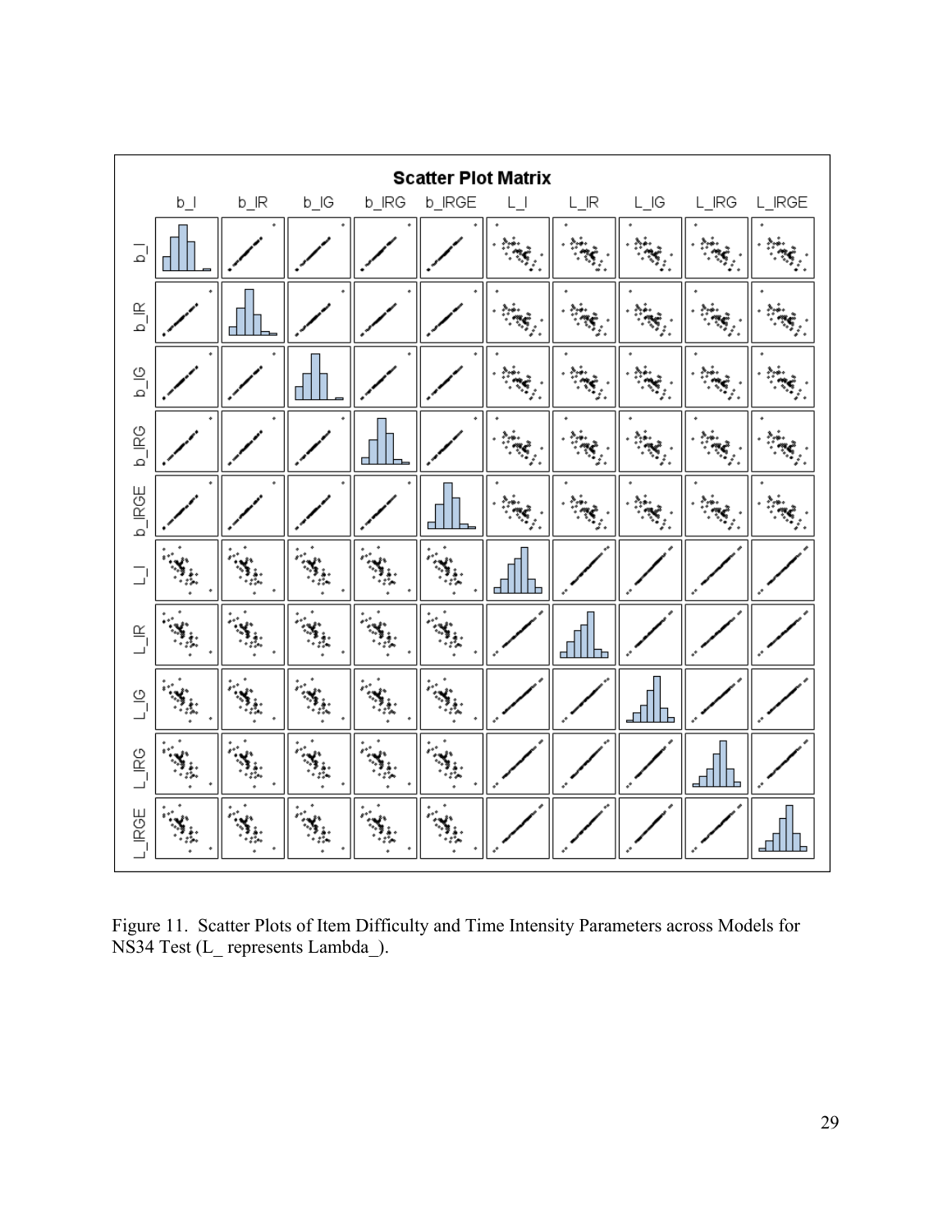Figure 11. Scatter Plots of Item Difficulty and Time Intensity Parameters across Models for NS34 Test (L_ represents Lambda_).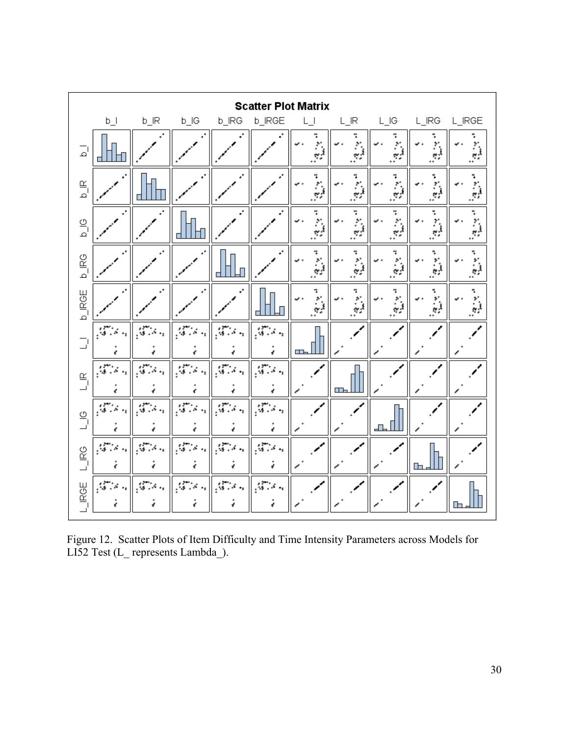Scatter Plot Matrix

b_I b_IR b_IG b_IRG b_IRGE L_I L_IR L_IG L_IRG L_IRGE

b_I
b_IR
b_IG
b_IRG
b_IRGE
L_I
L_IR
L_IG
L_IRG
L_IRGE

Figure 12. Scatter Plots of Item Difficulty and Time Intensity Parameters across Models for LI52 Test (L_ represents Lambda_).